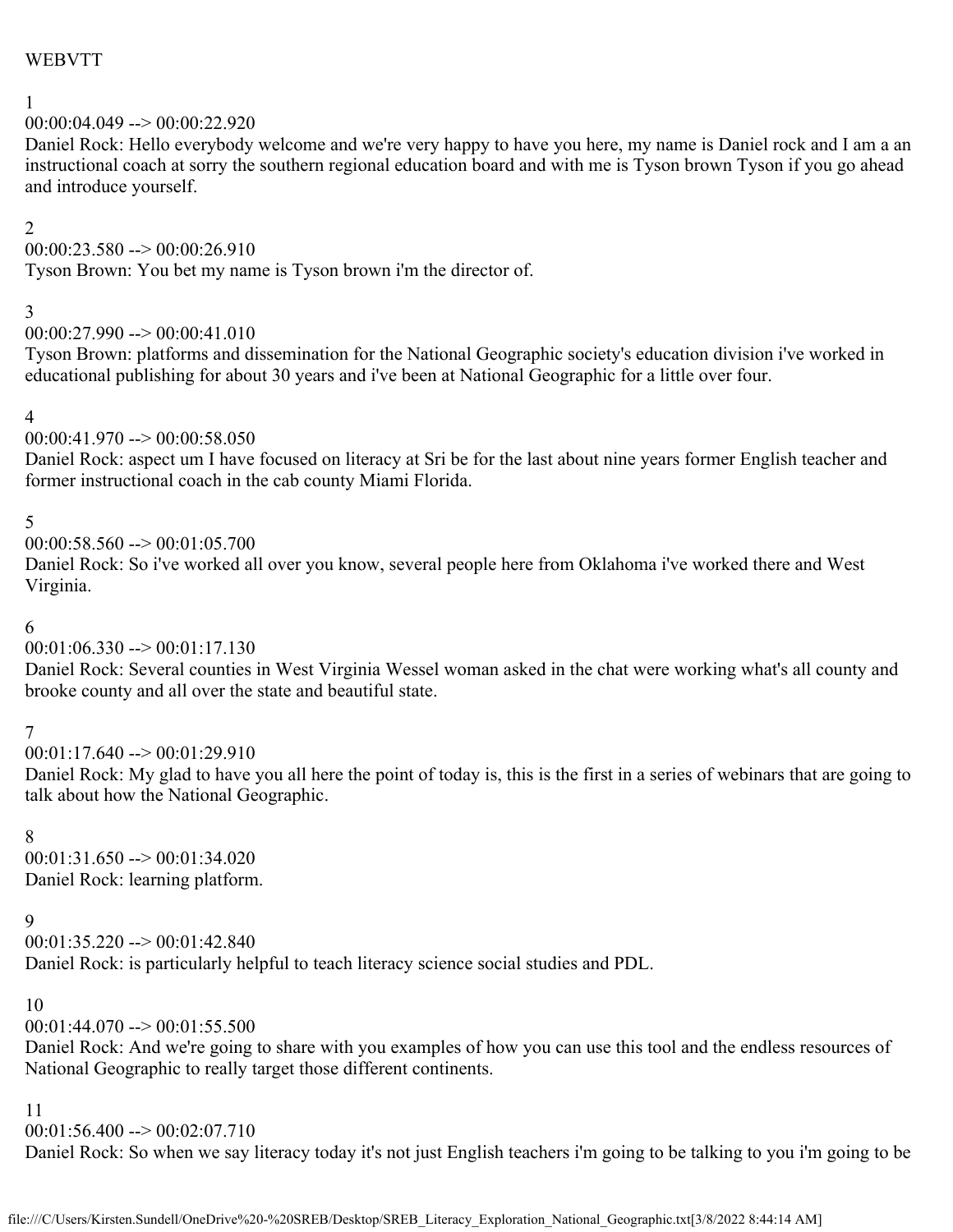WEBVTT

1
00:00:04.049 --> 00:00:22.920
Daniel Rock: Hello everybody welcome and we're very happy to have you here, my name is Daniel rock and I am a an instructional coach at sorry the southern regional education board and with me is Tyson brown Tyson if you go ahead and introduce yourself.

2
00:00:23.580 --> 00:00:26.910
Tyson Brown: You bet my name is Tyson brown i'm the director of.

3
00:00:27.990 --> 00:00:41.010
Tyson Brown: platforms and dissemination for the National Geographic society's education division i've worked in educational publishing for about 30 years and i've been at National Geographic for a little over four.

4
00:00:41.970 --> 00:00:58.050
Daniel Rock: aspect um I have focused on literacy at Sri be for the last about nine years former English teacher and former instructional coach in the cab county Miami Florida.

5
00:00:58.560 --> 00:01:05.700
Daniel Rock: So i've worked all over you know, several people here from Oklahoma i've worked there and West Virginia.

6
00:01:06.330 --> 00:01:17.130
Daniel Rock: Several counties in West Virginia Wessel woman asked in the chat were working what's all county and brooke county and all over the state and beautiful state.

7
00:01:17.640 --> 00:01:29.910
Daniel Rock: My glad to have you all here the point of today is, this is the first in a series of webinars that are going to talk about how the National Geographic.

8
00:01:31.650 --> 00:01:34.020
Daniel Rock: learning platform.

9
00:01:35.220 --> 00:01:42.840
Daniel Rock: is particularly helpful to teach literacy science social studies and PDL.

10
00:01:44.070 --> 00:01:55.500
Daniel Rock: And we're going to share with you examples of how you can use this tool and the endless resources of National Geographic to really target those different continents.

11
00:01:56.400 --> 00:02:07.710
Daniel Rock: So when we say literacy today it's not just English teachers i'm going to be talking to you i'm going to be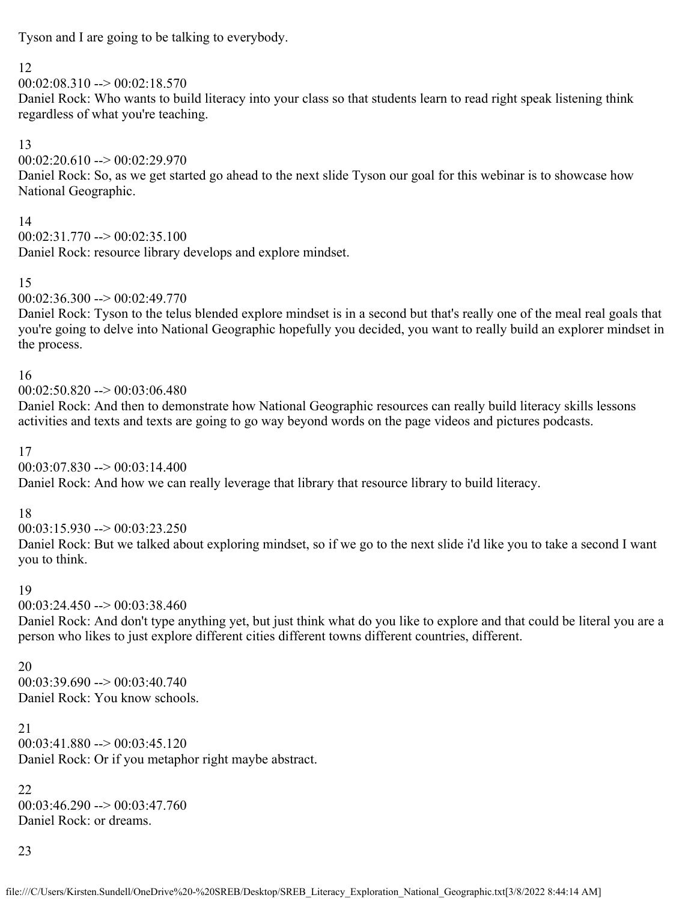Tyson and I are going to be talking to everybody.

12
00:02:08.310 --> 00:02:18.570
Daniel Rock: Who wants to build literacy into your class so that students learn to read right speak listening think regardless of what you're teaching.

13
00:02:20.610 --> 00:02:29.970
Daniel Rock: So, as we get started go ahead to the next slide Tyson our goal for this webinar is to showcase how National Geographic.

14
00:02:31.770 --> 00:02:35.100
Daniel Rock: resource library develops and explore mindset.

15
00:02:36.300 --> 00:02:49.770
Daniel Rock: Tyson to the telus blended explore mindset is in a second but that's really one of the meal real goals that you're going to delve into National Geographic hopefully you decided, you want to really build an explorer mindset in the process.

16
00:02:50.820 --> 00:03:06.480
Daniel Rock: And then to demonstrate how National Geographic resources can really build literacy skills lessons activities and texts and texts are going to go way beyond words on the page videos and pictures podcasts.

17
00:03:07.830 --> 00:03:14.400
Daniel Rock: And how we can really leverage that library that resource library to build literacy.

18
00:03:15.930 --> 00:03:23.250
Daniel Rock: But we talked about exploring mindset, so if we go to the next slide i'd like you to take a second I want you to think.

19
00:03:24.450 --> 00:03:38.460
Daniel Rock: And don't type anything yet, but just think what do you like to explore and that could be literal you are a person who likes to just explore different cities different towns different countries, different.

20
00:03:39.690 --> 00:03:40.740
Daniel Rock: You know schools.

21
00:03:41.880 --> 00:03:45.120
Daniel Rock: Or if you metaphor right maybe abstract.

22
00:03:46.290 --> 00:03:47.760
Daniel Rock: or dreams.

23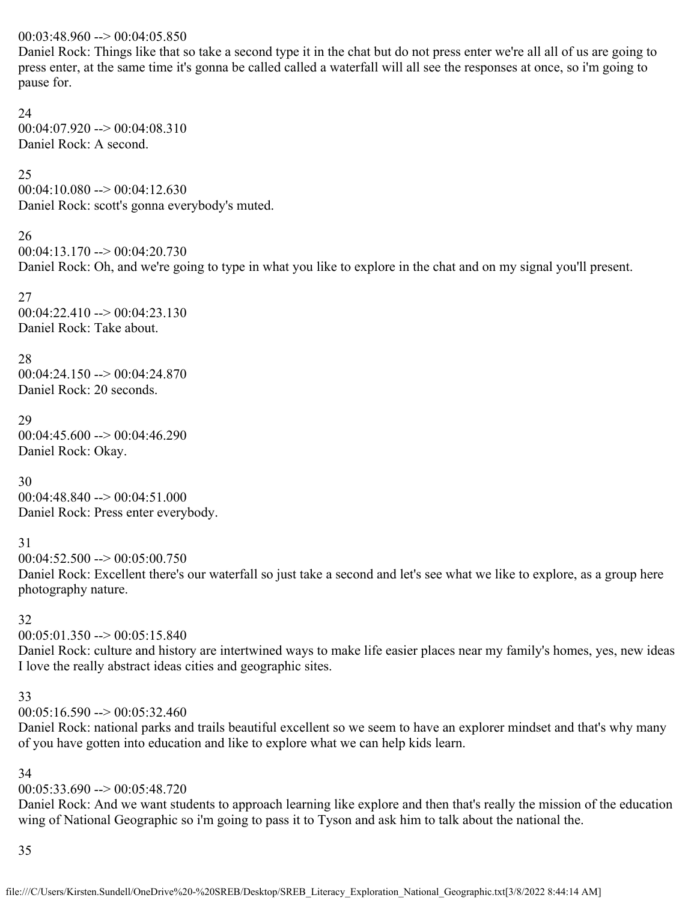00:03:48.960 --> 00:04:05.850
Daniel Rock: Things like that so take a second type it in the chat but do not press enter we're all all of us are going to press enter, at the same time it's gonna be called called a waterfall will all see the responses at once, so i'm going to pause for.

24
00:04:07.920 --> 00:04:08.310
Daniel Rock: A second.

25
00:04:10.080 --> 00:04:12.630
Daniel Rock: scott's gonna everybody's muted.

26
00:04:13.170 --> 00:04:20.730
Daniel Rock: Oh, and we're going to type in what you like to explore in the chat and on my signal you'll present.

27
00:04:22.410 --> 00:04:23.130
Daniel Rock: Take about.

28
00:04:24.150 --> 00:04:24.870
Daniel Rock: 20 seconds.

29
00:04:45.600 --> 00:04:46.290
Daniel Rock: Okay.

30
00:04:48.840 --> 00:04:51.000
Daniel Rock: Press enter everybody.

31
00:04:52.500 --> 00:05:00.750
Daniel Rock: Excellent there's our waterfall so just take a second and let's see what we like to explore, as a group here photography nature.

32
00:05:01.350 --> 00:05:15.840
Daniel Rock: culture and history are intertwined ways to make life easier places near my family's homes, yes, new ideas I love the really abstract ideas cities and geographic sites.

33
00:05:16.590 --> 00:05:32.460
Daniel Rock: national parks and trails beautiful excellent so we seem to have an explorer mindset and that's why many of you have gotten into education and like to explore what we can help kids learn.

34
00:05:33.690 --> 00:05:48.720
Daniel Rock: And we want students to approach learning like explore and then that's really the mission of the education wing of National Geographic so i'm going to pass it to Tyson and ask him to talk about the national the.

35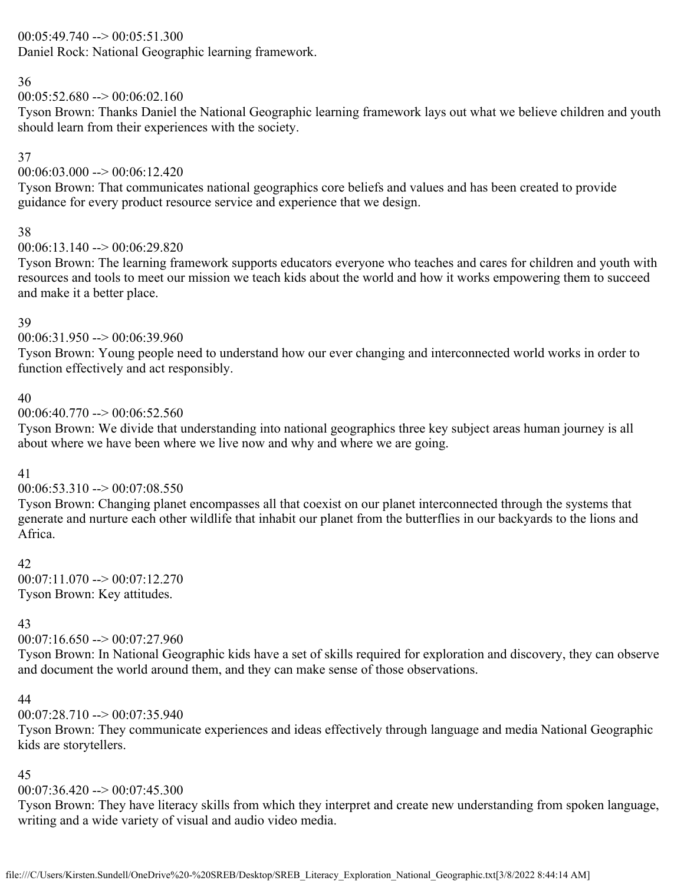00:05:49.740 --> 00:05:51.300
Daniel Rock: National Geographic learning framework.

36
00:05:52.680 --> 00:06:02.160
Tyson Brown: Thanks Daniel the National Geographic learning framework lays out what we believe children and youth should learn from their experiences with the society.

37
00:06:03.000 --> 00:06:12.420
Tyson Brown: That communicates national geographics core beliefs and values and has been created to provide guidance for every product resource service and experience that we design.

38
00:06:13.140 --> 00:06:29.820
Tyson Brown: The learning framework supports educators everyone who teaches and cares for children and youth with resources and tools to meet our mission we teach kids about the world and how it works empowering them to succeed and make it a better place.

39
00:06:31.950 --> 00:06:39.960
Tyson Brown: Young people need to understand how our ever changing and interconnected world works in order to function effectively and act responsibly.

40
00:06:40.770 --> 00:06:52.560
Tyson Brown: We divide that understanding into national geographics three key subject areas human journey is all about where we have been where we live now and why and where we are going.

41
00:06:53.310 --> 00:07:08.550
Tyson Brown: Changing planet encompasses all that coexist on our planet interconnected through the systems that generate and nurture each other wildlife that inhabit our planet from the butterflies in our backyards to the lions and Africa.

42
00:07:11.070 --> 00:07:12.270
Tyson Brown: Key attitudes.

43
00:07:16.650 --> 00:07:27.960
Tyson Brown: In National Geographic kids have a set of skills required for exploration and discovery, they can observe and document the world around them, and they can make sense of those observations.

44
00:07:28.710 --> 00:07:35.940
Tyson Brown: They communicate experiences and ideas effectively through language and media National Geographic kids are storytellers.

45
00:07:36.420 --> 00:07:45.300
Tyson Brown: They have literacy skills from which they interpret and create new understanding from spoken language, writing and a wide variety of visual and audio video media.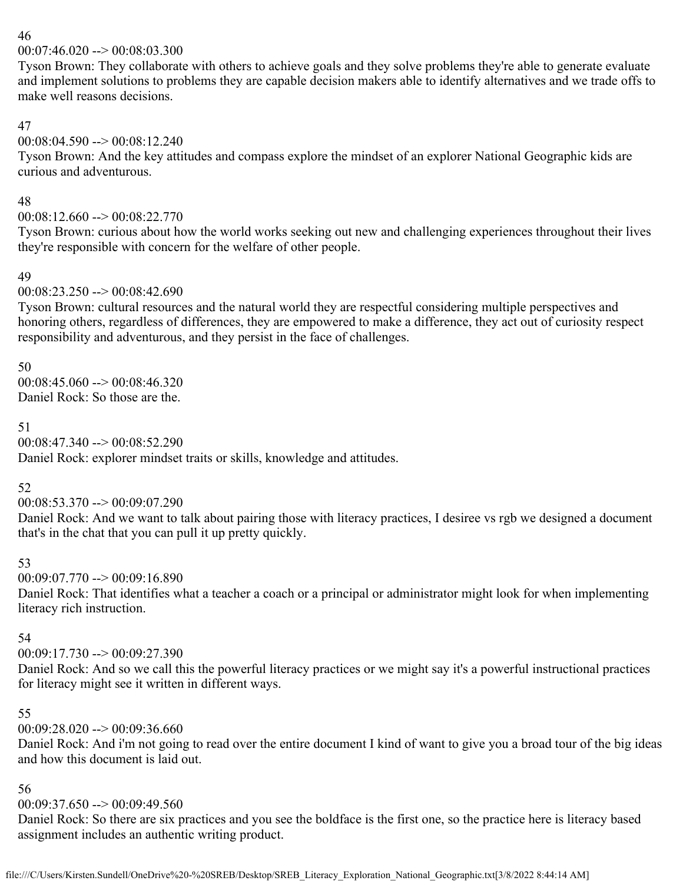46
00:07:46.020 --> 00:08:03.300
Tyson Brown: They collaborate with others to achieve goals and they solve problems they're able to generate evaluate and implement solutions to problems they are capable decision makers able to identify alternatives and we trade offs to make well reasons decisions.

47
00:08:04.590 --> 00:08:12.240
Tyson Brown: And the key attitudes and compass explore the mindset of an explorer National Geographic kids are curious and adventurous.

48
00:08:12.660 --> 00:08:22.770
Tyson Brown: curious about how the world works seeking out new and challenging experiences throughout their lives they're responsible with concern for the welfare of other people.

49
00:08:23.250 --> 00:08:42.690
Tyson Brown: cultural resources and the natural world they are respectful considering multiple perspectives and honoring others, regardless of differences, they are empowered to make a difference, they act out of curiosity respect responsibility and adventurous, and they persist in the face of challenges.

50
00:08:45.060 --> 00:08:46.320
Daniel Rock: So those are the.

51
00:08:47.340 --> 00:08:52.290
Daniel Rock: explorer mindset traits or skills, knowledge and attitudes.

52
00:08:53.370 --> 00:09:07.290
Daniel Rock: And we want to talk about pairing those with literacy practices, I desiree vs rgb we designed a document that's in the chat that you can pull it up pretty quickly.

53
00:09:07.770 --> 00:09:16.890
Daniel Rock: That identifies what a teacher a coach or a principal or administrator might look for when implementing literacy rich instruction.

54
00:09:17.730 --> 00:09:27.390
Daniel Rock: And so we call this the powerful literacy practices or we might say it's a powerful instructional practices for literacy might see it written in different ways.

55
00:09:28.020 --> 00:09:36.660
Daniel Rock: And i'm not going to read over the entire document I kind of want to give you a broad tour of the big ideas and how this document is laid out.

56
00:09:37.650 --> 00:09:49.560
Daniel Rock: So there are six practices and you see the boldface is the first one, so the practice here is literacy based assignment includes an authentic writing product.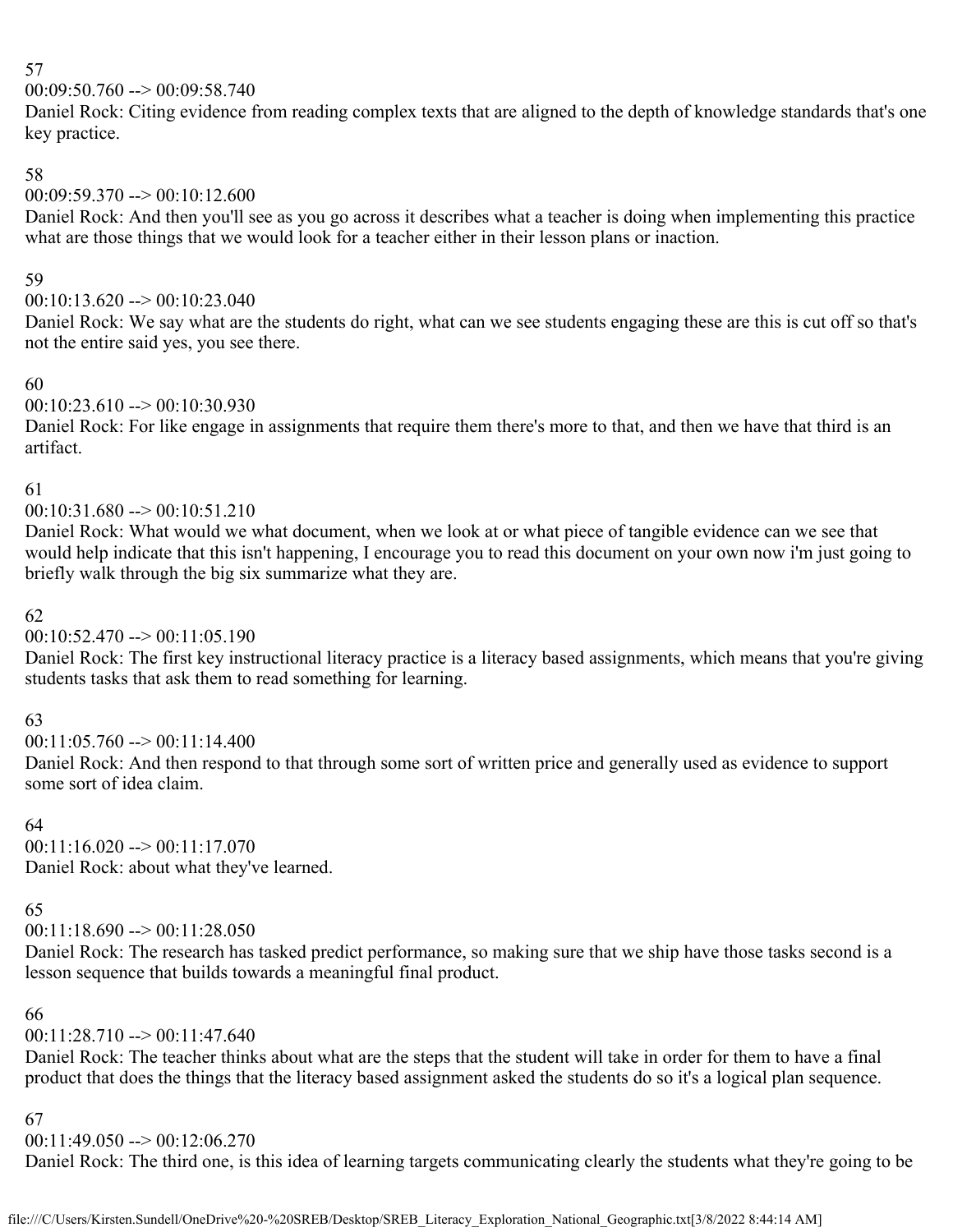57
00:09:50.760 --> 00:09:58.740
Daniel Rock: Citing evidence from reading complex texts that are aligned to the depth of knowledge standards that's one key practice.

58
00:09:59.370 --> 00:10:12.600
Daniel Rock: And then you'll see as you go across it describes what a teacher is doing when implementing this practice what are those things that we would look for a teacher either in their lesson plans or inaction.

59
00:10:13.620 --> 00:10:23.040
Daniel Rock: We say what are the students do right, what can we see students engaging these are this is cut off so that's not the entire said yes, you see there.

60
00:10:23.610 --> 00:10:30.930
Daniel Rock: For like engage in assignments that require them there's more to that, and then we have that third is an artifact.

61
00:10:31.680 --> 00:10:51.210
Daniel Rock: What would we what document, when we look at or what piece of tangible evidence can we see that would help indicate that this isn't happening, I encourage you to read this document on your own now i'm just going to briefly walk through the big six summarize what they are.

62
00:10:52.470 --> 00:11:05.190
Daniel Rock: The first key instructional literacy practice is a literacy based assignments, which means that you're giving students tasks that ask them to read something for learning.

63
00:11:05.760 --> 00:11:14.400
Daniel Rock: And then respond to that through some sort of written price and generally used as evidence to support some sort of idea claim.

64
00:11:16.020 --> 00:11:17.070
Daniel Rock: about what they've learned.

65
00:11:18.690 --> 00:11:28.050
Daniel Rock: The research has tasked predict performance, so making sure that we ship have those tasks second is a lesson sequence that builds towards a meaningful final product.

66
00:11:28.710 --> 00:11:47.640
Daniel Rock: The teacher thinks about what are the steps that the student will take in order for them to have a final product that does the things that the literacy based assignment asked the students do so it's a logical plan sequence.

67
00:11:49.050 --> 00:12:06.270
Daniel Rock: The third one, is this idea of learning targets communicating clearly the students what they're going to be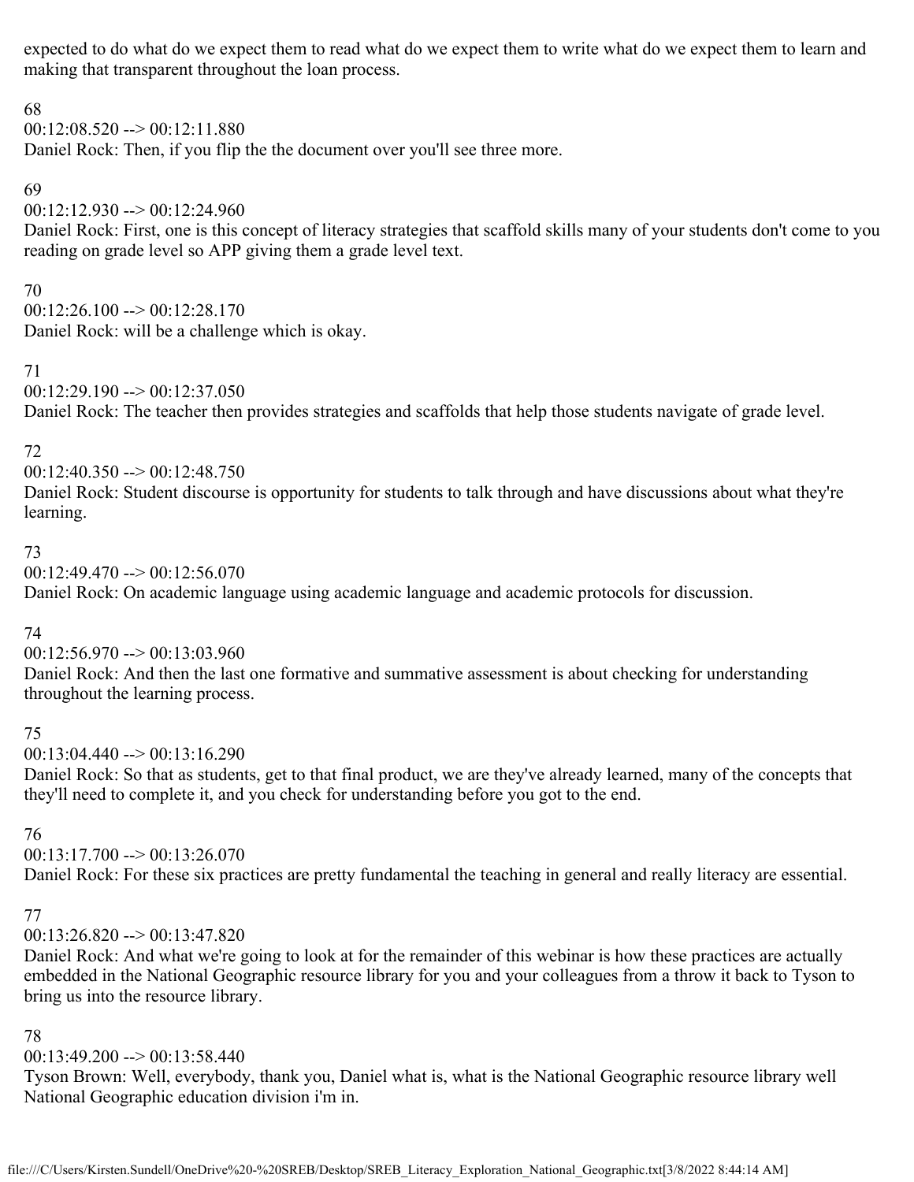expected to do what do we expect them to read what do we expect them to write what do we expect them to learn and making that transparent throughout the loan process.

68
00:12:08.520 --> 00:12:11.880
Daniel Rock: Then, if you flip the the document over you'll see three more.

69
00:12:12.930 --> 00:12:24.960
Daniel Rock: First, one is this concept of literacy strategies that scaffold skills many of your students don't come to you reading on grade level so APP giving them a grade level text.

70
00:12:26.100 --> 00:12:28.170
Daniel Rock: will be a challenge which is okay.

71
00:12:29.190 --> 00:12:37.050
Daniel Rock: The teacher then provides strategies and scaffolds that help those students navigate of grade level.

72
00:12:40.350 --> 00:12:48.750
Daniel Rock: Student discourse is opportunity for students to talk through and have discussions about what they're learning.

73
00:12:49.470 --> 00:12:56.070
Daniel Rock: On academic language using academic language and academic protocols for discussion.

74
00:12:56.970 --> 00:13:03.960
Daniel Rock: And then the last one formative and summative assessment is about checking for understanding throughout the learning process.

75
00:13:04.440 --> 00:13:16.290
Daniel Rock: So that as students, get to that final product, we are they've already learned, many of the concepts that they'll need to complete it, and you check for understanding before you got to the end.

76
00:13:17.700 --> 00:13:26.070
Daniel Rock: For these six practices are pretty fundamental the teaching in general and really literacy are essential.

77
00:13:26.820 --> 00:13:47.820
Daniel Rock: And what we're going to look at for the remainder of this webinar is how these practices are actually embedded in the National Geographic resource library for you and your colleagues from a throw it back to Tyson to bring us into the resource library.

78
00:13:49.200 --> 00:13:58.440
Tyson Brown: Well, everybody, thank you, Daniel what is, what is the National Geographic resource library well National Geographic education division i'm in.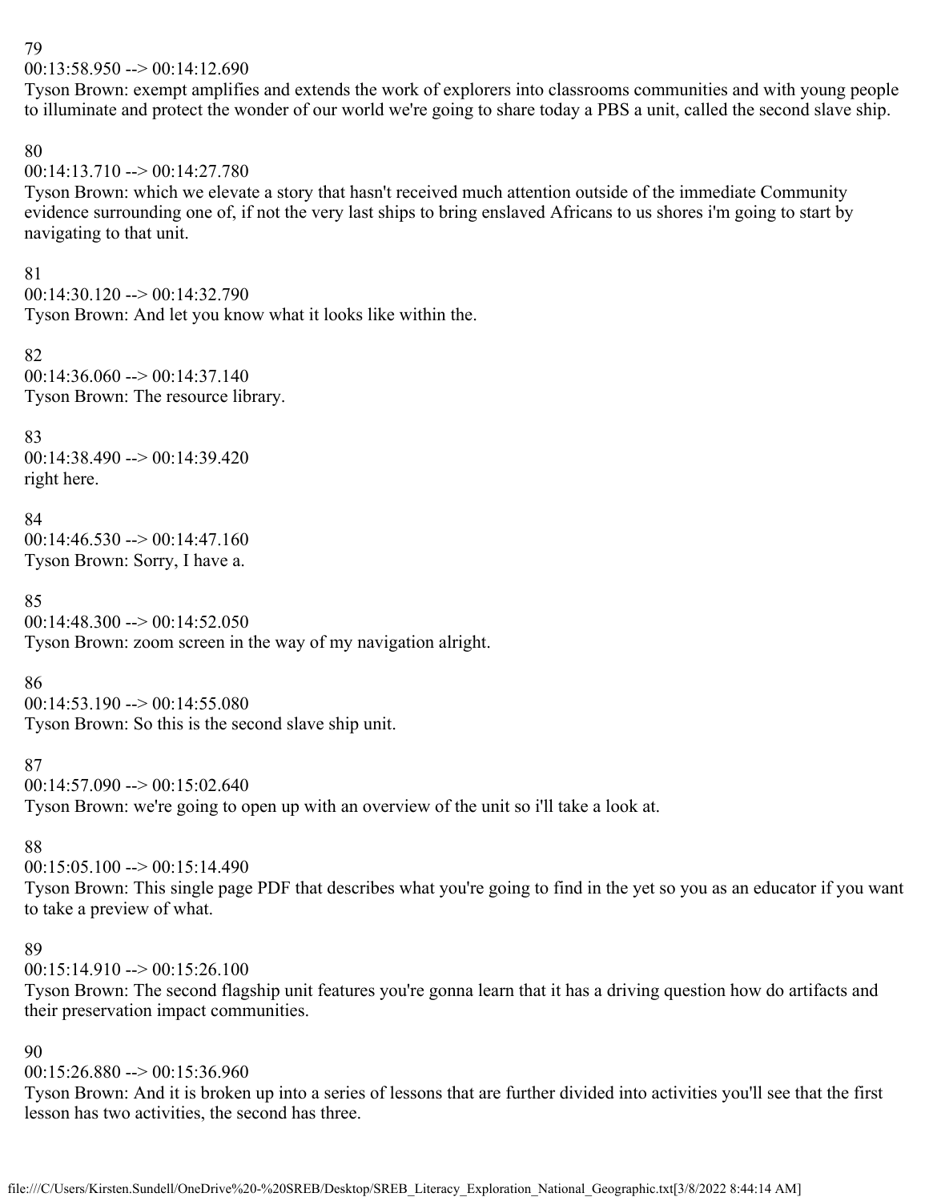79

00:13:58.950 --> 00:14:12.690

Tyson Brown: exempt amplifies and extends the work of explorers into classrooms communities and with young people to illuminate and protect the wonder of our world we're going to share today a PBS a unit, called the second slave ship.

80

00:14:13.710 --> 00:14:27.780

Tyson Brown: which we elevate a story that hasn't received much attention outside of the immediate Community evidence surrounding one of, if not the very last ships to bring enslaved Africans to us shores i'm going to start by navigating to that unit.

81

00:14:30.120 --> 00:14:32.790

Tyson Brown: And let you know what it looks like within the.

82

00:14:36.060 --> 00:14:37.140

Tyson Brown: The resource library.

83

00:14:38.490 --> 00:14:39.420

right here.

84

00:14:46.530 --> 00:14:47.160

Tyson Brown: Sorry, I have a.

85

00:14:48.300 --> 00:14:52.050

Tyson Brown: zoom screen in the way of my navigation alright.

86

00:14:53.190 --> 00:14:55.080

Tyson Brown: So this is the second slave ship unit.

87

00:14:57.090 --> 00:15:02.640

Tyson Brown: we're going to open up with an overview of the unit so i'll take a look at.

88

00:15:05.100 --> 00:15:14.490

Tyson Brown: This single page PDF that describes what you're going to find in the yet so you as an educator if you want to take a preview of what.

89

00:15:14.910 --> 00:15:26.100

Tyson Brown: The second flagship unit features you're gonna learn that it has a driving question how do artifacts and their preservation impact communities.

90

00:15:26.880 --> 00:15:36.960

Tyson Brown: And it is broken up into a series of lessons that are further divided into activities you'll see that the first lesson has two activities, the second has three.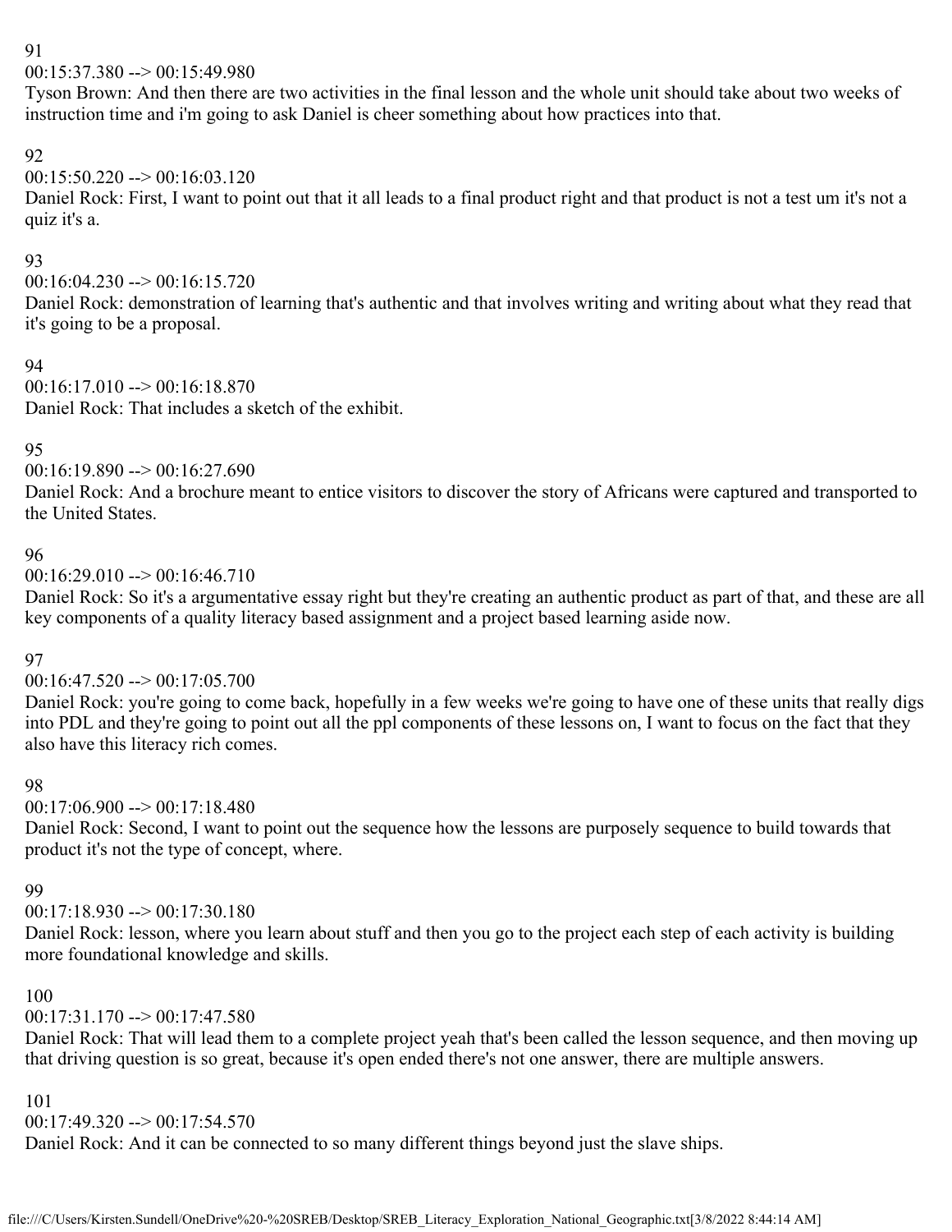91
00:15:37.380 --> 00:15:49.980
Tyson Brown: And then there are two activities in the final lesson and the whole unit should take about two weeks of instruction time and i'm going to ask Daniel is cheer something about how practices into that.

92
00:15:50.220 --> 00:16:03.120
Daniel Rock: First, I want to point out that it all leads to a final product right and that product is not a test um it's not a quiz it's a.

93
00:16:04.230 --> 00:16:15.720
Daniel Rock: demonstration of learning that's authentic and that involves writing and writing about what they read that it's going to be a proposal.

94
00:16:17.010 --> 00:16:18.870
Daniel Rock: That includes a sketch of the exhibit.

95
00:16:19.890 --> 00:16:27.690
Daniel Rock: And a brochure meant to entice visitors to discover the story of Africans were captured and transported to the United States.

96
00:16:29.010 --> 00:16:46.710
Daniel Rock: So it's a argumentative essay right but they're creating an authentic product as part of that, and these are all key components of a quality literacy based assignment and a project based learning aside now.

97
00:16:47.520 --> 00:17:05.700
Daniel Rock: you're going to come back, hopefully in a few weeks we're going to have one of these units that really digs into PDL and they're going to point out all the ppl components of these lessons on, I want to focus on the fact that they also have this literacy rich comes.

98
00:17:06.900 --> 00:17:18.480
Daniel Rock: Second, I want to point out the sequence how the lessons are purposely sequence to build towards that product it's not the type of concept, where.

99
00:17:18.930 --> 00:17:30.180
Daniel Rock: lesson, where you learn about stuff and then you go to the project each step of each activity is building more foundational knowledge and skills.

100
00:17:31.170 --> 00:17:47.580
Daniel Rock: That will lead them to a complete project yeah that's been called the lesson sequence, and then moving up that driving question is so great, because it's open ended there's not one answer, there are multiple answers.

101
00:17:49.320 --> 00:17:54.570
Daniel Rock: And it can be connected to so many different things beyond just the slave ships.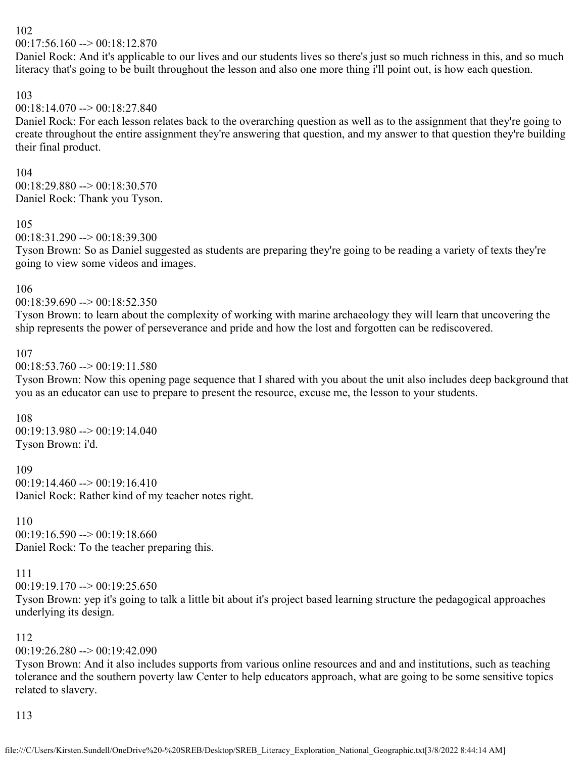102
00:17:56.160 --> 00:18:12.870
Daniel Rock: And it's applicable to our lives and our students lives so there's just so much richness in this, and so much literacy that's going to be built throughout the lesson and also one more thing i'll point out, is how each question.

103
00:18:14.070 --> 00:18:27.840
Daniel Rock: For each lesson relates back to the overarching question as well as to the assignment that they're going to create throughout the entire assignment they're answering that question, and my answer to that question they're building their final product.

104
00:18:29.880 --> 00:18:30.570
Daniel Rock: Thank you Tyson.

105
00:18:31.290 --> 00:18:39.300
Tyson Brown: So as Daniel suggested as students are preparing they're going to be reading a variety of texts they're going to view some videos and images.

106
00:18:39.690 --> 00:18:52.350
Tyson Brown: to learn about the complexity of working with marine archaeology they will learn that uncovering the ship represents the power of perseverance and pride and how the lost and forgotten can be rediscovered.

107
00:18:53.760 --> 00:19:11.580
Tyson Brown: Now this opening page sequence that I shared with you about the unit also includes deep background that you as an educator can use to prepare to present the resource, excuse me, the lesson to your students.

108
00:19:13.980 --> 00:19:14.040
Tyson Brown: i'd.

109
00:19:14.460 --> 00:19:16.410
Daniel Rock: Rather kind of my teacher notes right.

110
00:19:16.590 --> 00:19:18.660
Daniel Rock: To the teacher preparing this.

111
00:19:19.170 --> 00:19:25.650
Tyson Brown: yep it's going to talk a little bit about it's project based learning structure the pedagogical approaches underlying its design.

112
00:19:26.280 --> 00:19:42.090
Tyson Brown: And it also includes supports from various online resources and and and institutions, such as teaching tolerance and the southern poverty law Center to help educators approach, what are going to be some sensitive topics related to slavery.

113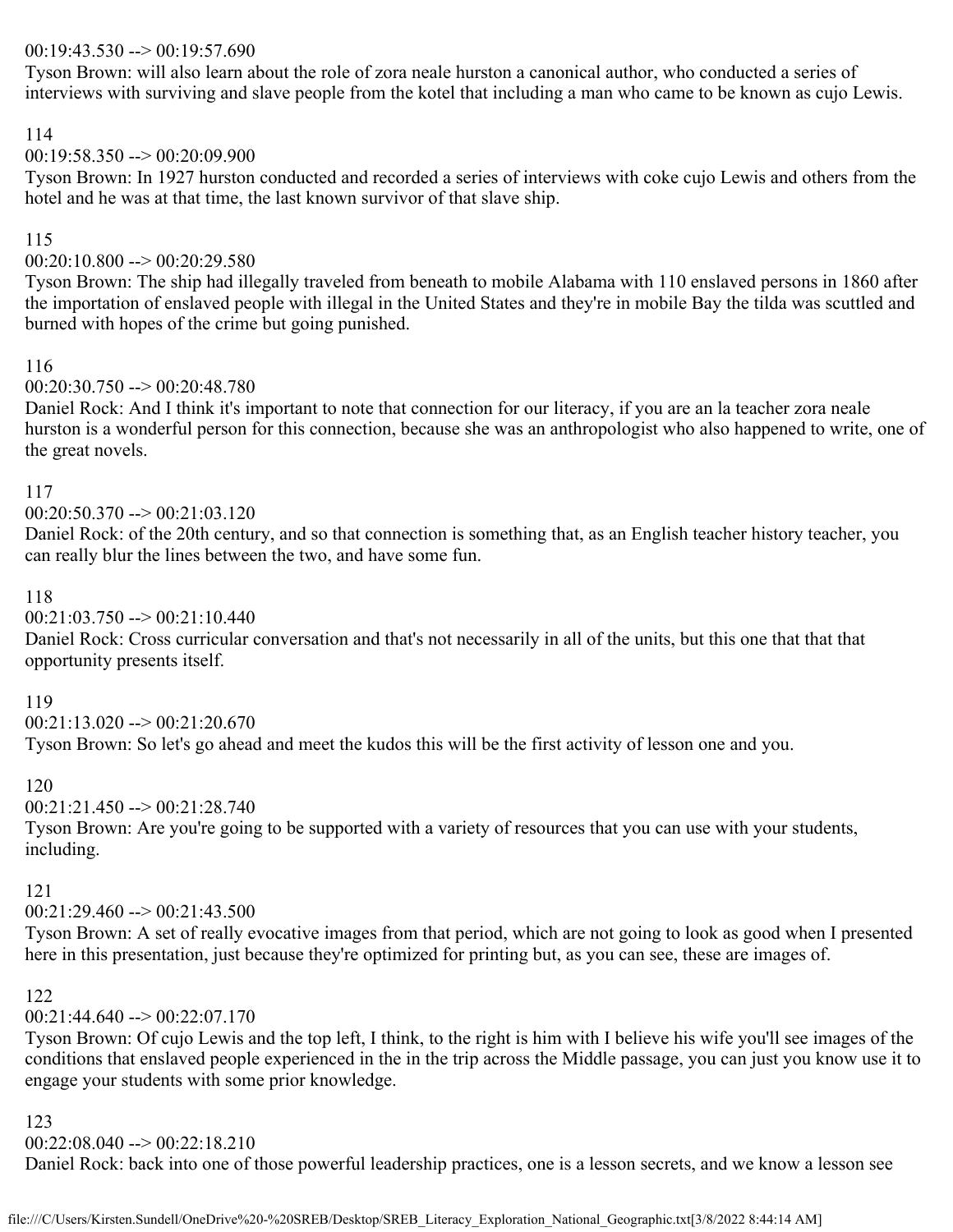00:19:43.530 --> 00:19:57.690
Tyson Brown: will also learn about the role of zora neale hurston a canonical author, who conducted a series of interviews with surviving and slave people from the kotel that including a man who came to be known as cujo Lewis.

114
00:19:58.350 --> 00:20:09.900
Tyson Brown: In 1927 hurston conducted and recorded a series of interviews with coke cujo Lewis and others from the hotel and he was at that time, the last known survivor of that slave ship.

115
00:20:10.800 --> 00:20:29.580
Tyson Brown: The ship had illegally traveled from beneath to mobile Alabama with 110 enslaved persons in 1860 after the importation of enslaved people with illegal in the United States and they're in mobile Bay the tilda was scuttled and burned with hopes of the crime but going punished.

116
00:20:30.750 --> 00:20:48.780
Daniel Rock: And I think it's important to note that connection for our literacy, if you are an la teacher zora neale hurston is a wonderful person for this connection, because she was an anthropologist who also happened to write, one of the great novels.

117
00:20:50.370 --> 00:21:03.120
Daniel Rock: of the 20th century, and so that connection is something that, as an English teacher history teacher, you can really blur the lines between the two, and have some fun.

118
00:21:03.750 --> 00:21:10.440
Daniel Rock: Cross curricular conversation and that's not necessarily in all of the units, but this one that that that opportunity presents itself.

119
00:21:13.020 --> 00:21:20.670
Tyson Brown: So let's go ahead and meet the kudos this will be the first activity of lesson one and you.

120
00:21:21.450 --> 00:21:28.740
Tyson Brown: Are you're going to be supported with a variety of resources that you can use with your students, including.

121
00:21:29.460 --> 00:21:43.500
Tyson Brown: A set of really evocative images from that period, which are not going to look as good when I presented here in this presentation, just because they're optimized for printing but, as you can see, these are images of.

122
00:21:44.640 --> 00:22:07.170
Tyson Brown: Of cujo Lewis and the top left, I think, to the right is him with I believe his wife you'll see images of the conditions that enslaved people experienced in the in the trip across the Middle passage, you can just you know use it to engage your students with some prior knowledge.

123
00:22:08.040 --> 00:22:18.210
Daniel Rock: back into one of those powerful leadership practices, one is a lesson secrets, and we know a lesson see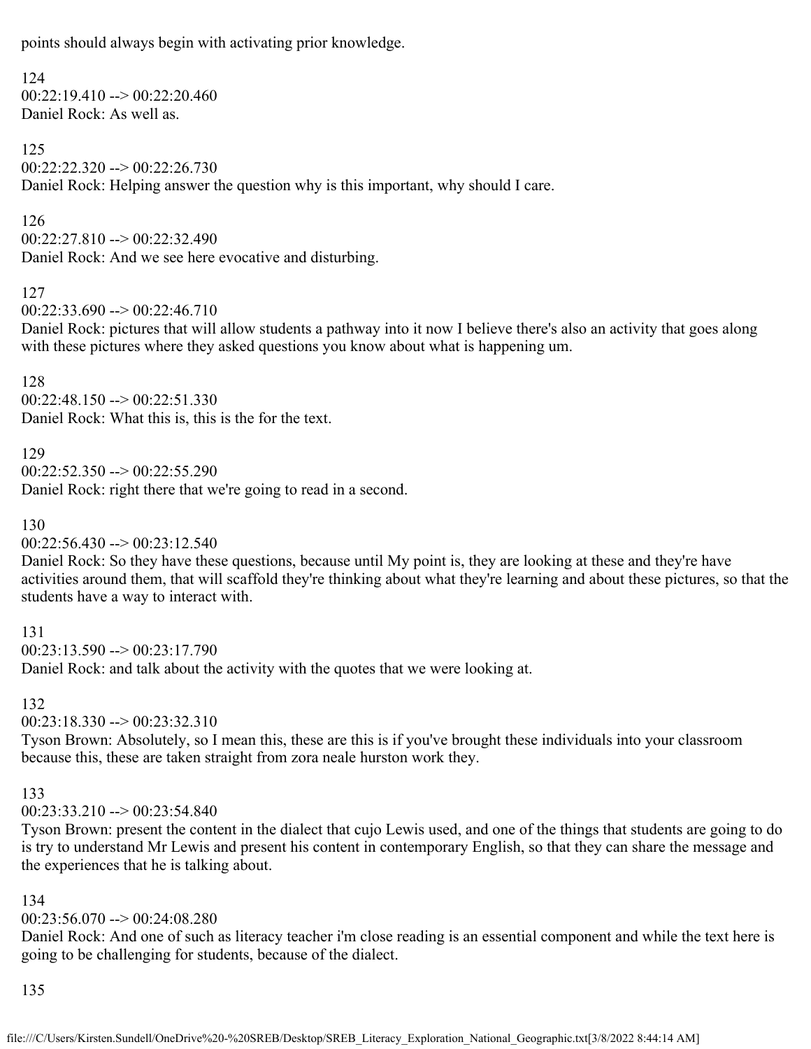points should always begin with activating prior knowledge.

124
00:22:19.410 --> 00:22:20.460
Daniel Rock: As well as.

125
00:22:22.320 --> 00:22:26.730
Daniel Rock: Helping answer the question why is this important, why should I care.

126
00:22:27.810 --> 00:22:32.490
Daniel Rock: And we see here evocative and disturbing.

127
00:22:33.690 --> 00:22:46.710
Daniel Rock: pictures that will allow students a pathway into it now I believe there's also an activity that goes along with these pictures where they asked questions you know about what is happening um.

128
00:22:48.150 --> 00:22:51.330
Daniel Rock: What this is, this is the for the text.

129
00:22:52.350 --> 00:22:55.290
Daniel Rock: right there that we're going to read in a second.

130
00:22:56.430 --> 00:23:12.540
Daniel Rock: So they have these questions, because until My point is, they are looking at these and they're have activities around them, that will scaffold they're thinking about what they're learning and about these pictures, so that the students have a way to interact with.

131
00:23:13.590 --> 00:23:17.790
Daniel Rock: and talk about the activity with the quotes that we were looking at.

132
00:23:18.330 --> 00:23:32.310
Tyson Brown: Absolutely, so I mean this, these are this is if you've brought these individuals into your classroom because this, these are taken straight from zora neale hurston work they.

133
00:23:33.210 --> 00:23:54.840
Tyson Brown: present the content in the dialect that cujo Lewis used, and one of the things that students are going to do is try to understand Mr Lewis and present his content in contemporary English, so that they can share the message and the experiences that he is talking about.

134
00:23:56.070 --> 00:24:08.280
Daniel Rock: And one of such as literacy teacher i'm close reading is an essential component and while the text here is going to be challenging for students, because of the dialect.

135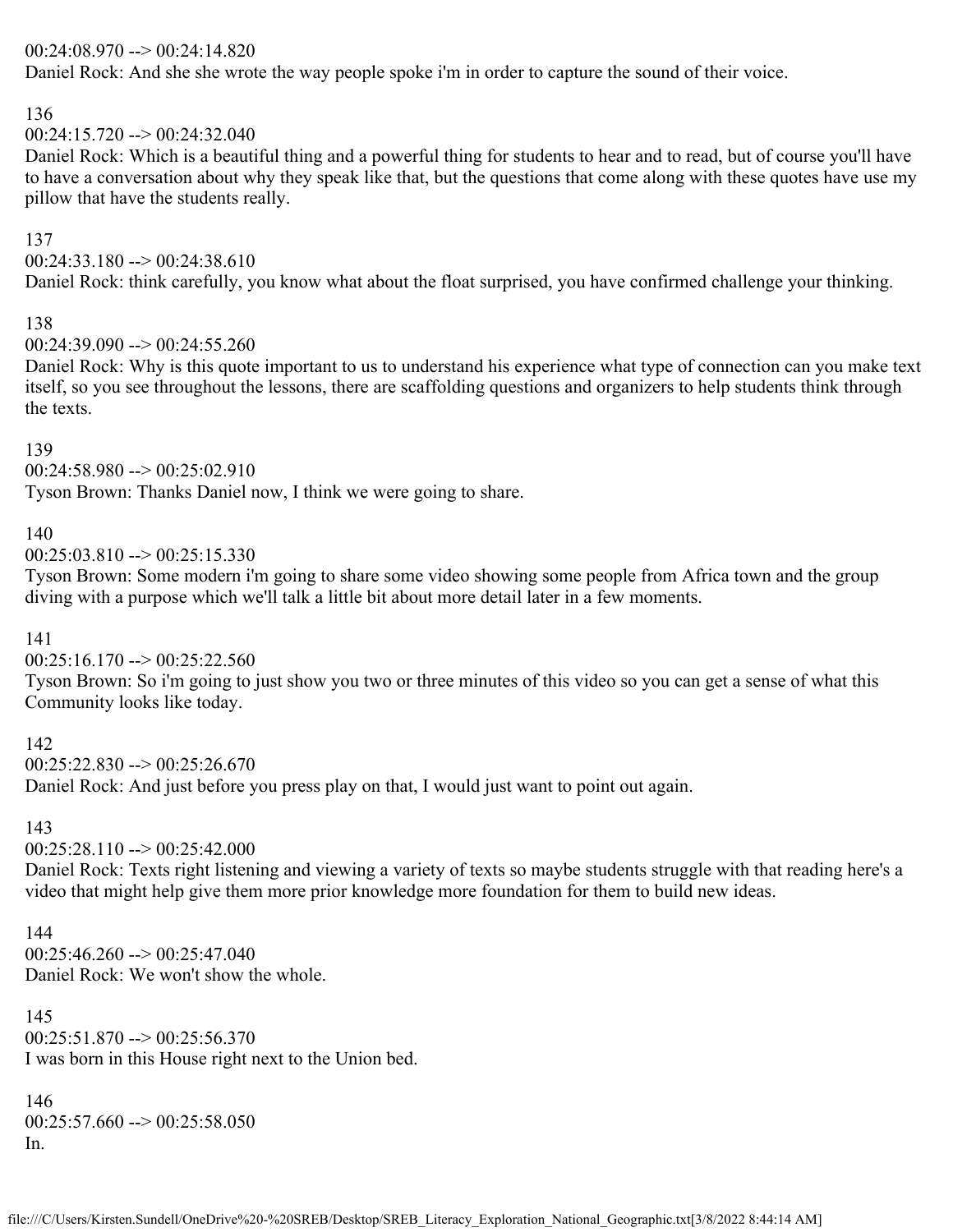00:24:08.970 --> 00:24:14.820
Daniel Rock: And she she wrote the way people spoke i'm in order to capture the sound of their voice.

136
00:24:15.720 --> 00:24:32.040
Daniel Rock: Which is a beautiful thing and a powerful thing for students to hear and to read, but of course you'll have to have a conversation about why they speak like that, but the questions that come along with these quotes have use my pillow that have the students really.

137
00:24:33.180 --> 00:24:38.610
Daniel Rock: think carefully, you know what about the float surprised, you have confirmed challenge your thinking.

138
00:24:39.090 --> 00:24:55.260
Daniel Rock: Why is this quote important to us to understand his experience what type of connection can you make text itself, so you see throughout the lessons, there are scaffolding questions and organizers to help students think through the texts.

139
00:24:58.980 --> 00:25:02.910
Tyson Brown: Thanks Daniel now, I think we were going to share.

140
00:25:03.810 --> 00:25:15.330
Tyson Brown: Some modern i'm going to share some video showing some people from Africa town and the group diving with a purpose which we'll talk a little bit about more detail later in a few moments.

141
00:25:16.170 --> 00:25:22.560
Tyson Brown: So i'm going to just show you two or three minutes of this video so you can get a sense of what this Community looks like today.

142
00:25:22.830 --> 00:25:26.670
Daniel Rock: And just before you press play on that, I would just want to point out again.

143
00:25:28.110 --> 00:25:42.000
Daniel Rock: Texts right listening and viewing a variety of texts so maybe students struggle with that reading here's a video that might help give them more prior knowledge more foundation for them to build new ideas.

144
00:25:46.260 --> 00:25:47.040
Daniel Rock: We won't show the whole.

145
00:25:51.870 --> 00:25:56.370
I was born in this House right next to the Union bed.

146
00:25:57.660 --> 00:25:58.050
In.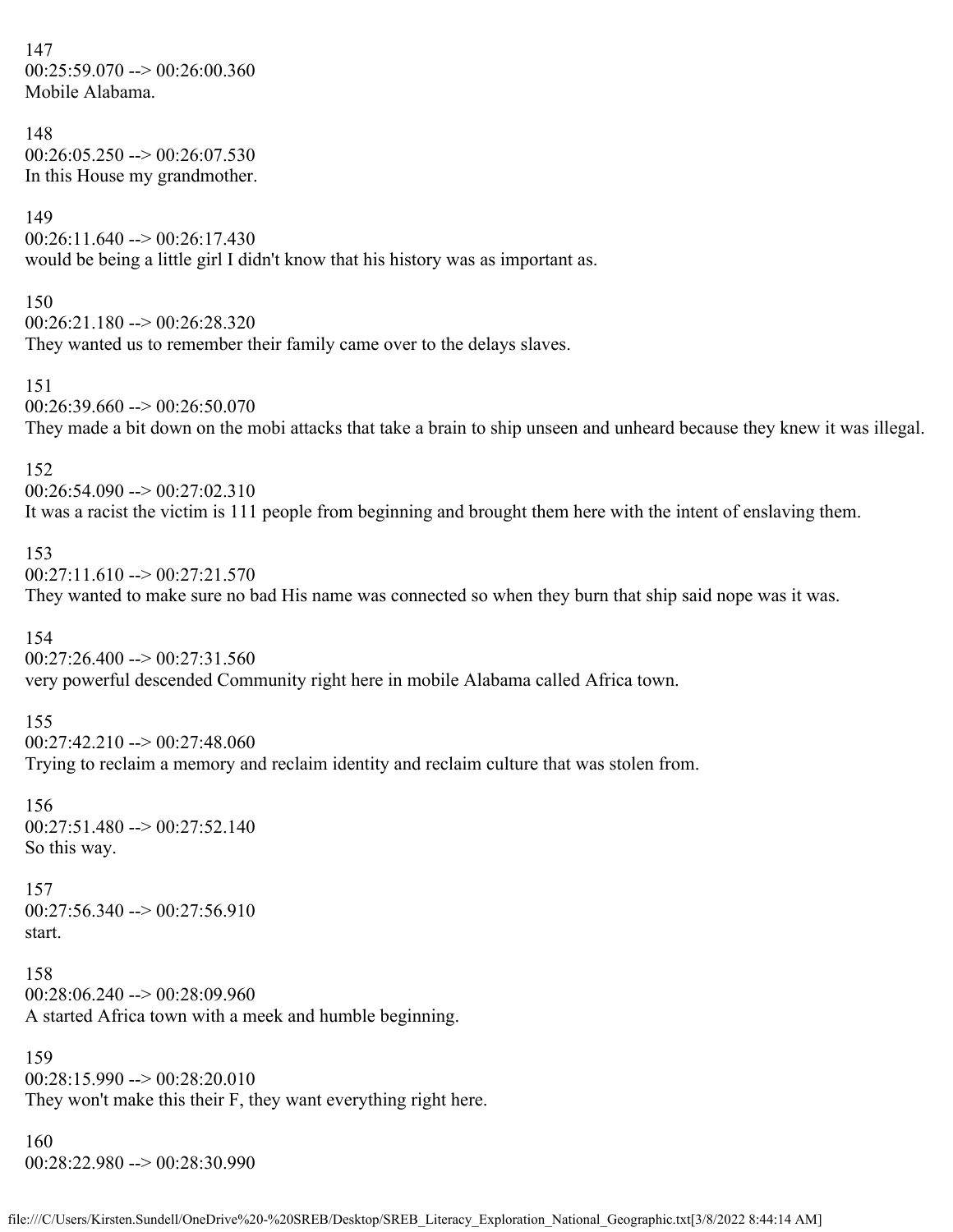147
00:25:59.070 --> 00:26:00.360
Mobile Alabama.

148
00:26:05.250 --> 00:26:07.530
In this House my grandmother.

149
00:26:11.640 --> 00:26:17.430
would be being a little girl I didn't know that his history was as important as.

150
00:26:21.180 --> 00:26:28.320
They wanted us to remember their family came over to the delays slaves.

151
00:26:39.660 --> 00:26:50.070
They made a bit down on the mobi attacks that take a brain to ship unseen and unheard because they knew it was illegal.

152
00:26:54.090 --> 00:27:02.310
It was a racist the victim is 111 people from beginning and brought them here with the intent of enslaving them.

153
00:27:11.610 --> 00:27:21.570
They wanted to make sure no bad His name was connected so when they burn that ship said nope was it was.

154
00:27:26.400 --> 00:27:31.560
very powerful descended Community right here in mobile Alabama called Africa town.

155
00:27:42.210 --> 00:27:48.060
Trying to reclaim a memory and reclaim identity and reclaim culture that was stolen from.

156
00:27:51.480 --> 00:27:52.140
So this way.

157
00:27:56.340 --> 00:27:56.910
start.

158
00:28:06.240 --> 00:28:09.960
A started Africa town with a meek and humble beginning.

159
00:28:15.990 --> 00:28:20.010
They won't make this their F, they want everything right here.

160
00:28:22.980 --> 00:28:30.990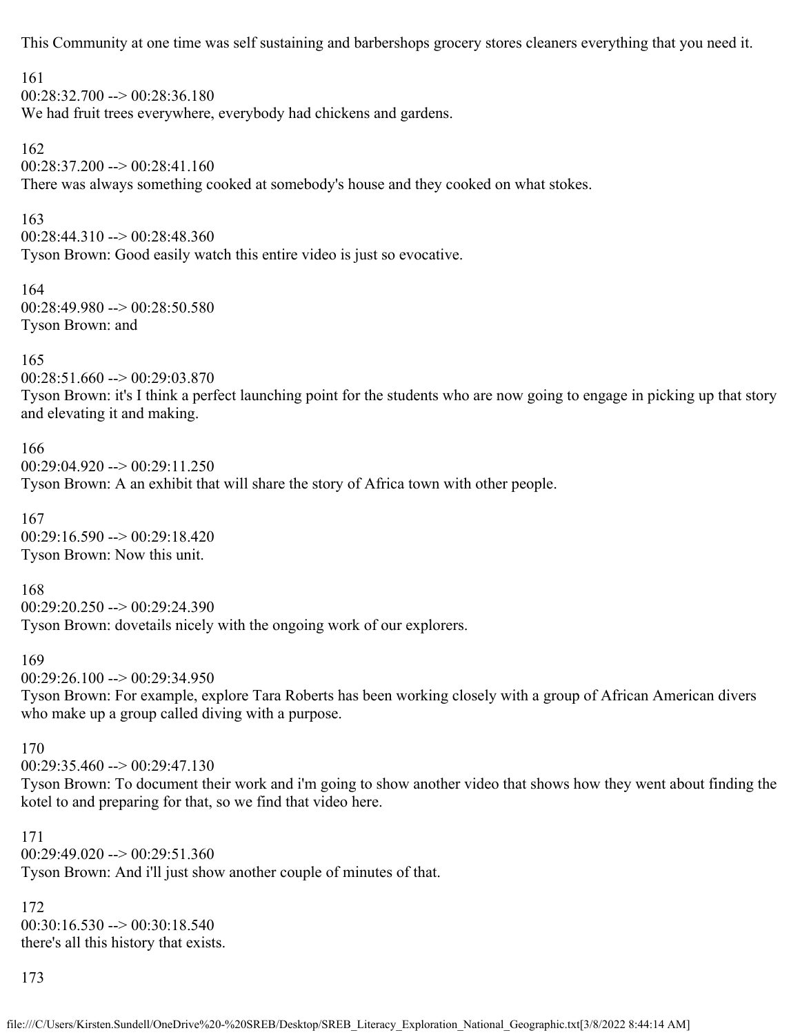This Community at one time was self sustaining and barbershops grocery stores cleaners everything that you need it.

161
00:28:32.700 --> 00:28:36.180
We had fruit trees everywhere, everybody had chickens and gardens.

162
00:28:37.200 --> 00:28:41.160
There was always something cooked at somebody's house and they cooked on what stokes.

163
00:28:44.310 --> 00:28:48.360
Tyson Brown: Good easily watch this entire video is just so evocative.

164
00:28:49.980 --> 00:28:50.580
Tyson Brown: and

165
00:28:51.660 --> 00:29:03.870
Tyson Brown: it's I think a perfect launching point for the students who are now going to engage in picking up that story and elevating it and making.

166
00:29:04.920 --> 00:29:11.250
Tyson Brown: A an exhibit that will share the story of Africa town with other people.

167
00:29:16.590 --> 00:29:18.420
Tyson Brown: Now this unit.

168
00:29:20.250 --> 00:29:24.390
Tyson Brown: dovetails nicely with the ongoing work of our explorers.

169
00:29:26.100 --> 00:29:34.950
Tyson Brown: For example, explore Tara Roberts has been working closely with a group of African American divers who make up a group called diving with a purpose.

170
00:29:35.460 --> 00:29:47.130
Tyson Brown: To document their work and i'm going to show another video that shows how they went about finding the kotel to and preparing for that, so we find that video here.

171
00:29:49.020 --> 00:29:51.360
Tyson Brown: And i'll just show another couple of minutes of that.

172
00:30:16.530 --> 00:30:18.540
there's all this history that exists.

173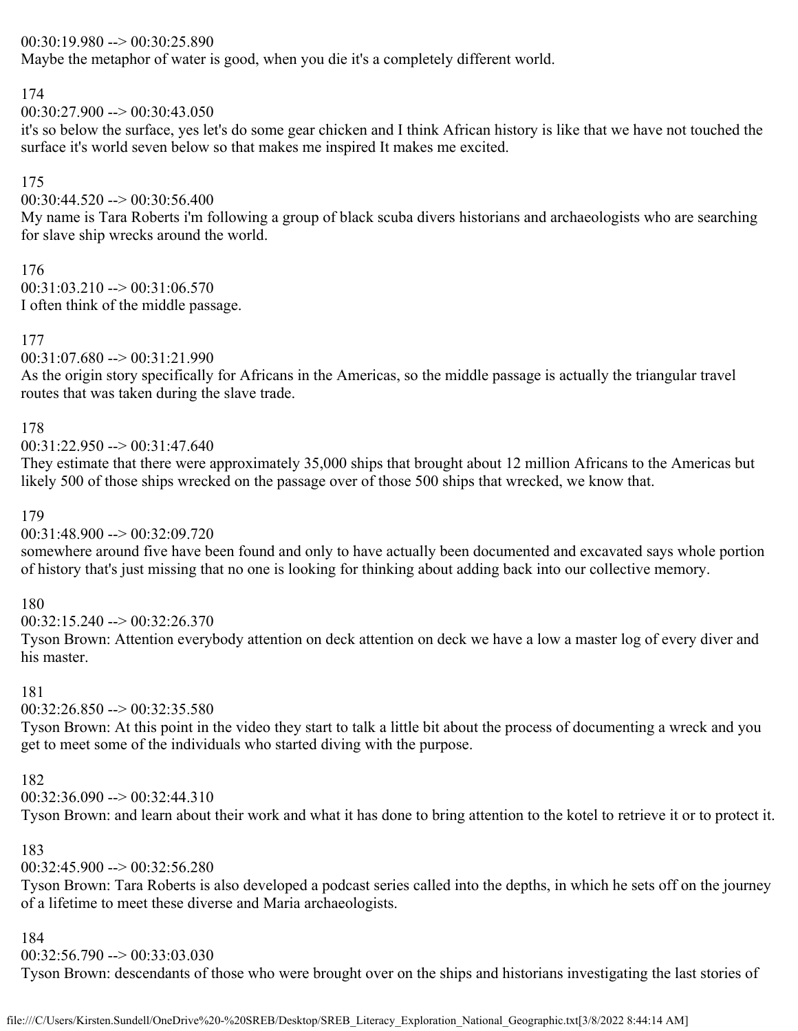00:30:19.980 --> 00:30:25.890
Maybe the metaphor of water is good, when you die it's a completely different world.

174
00:30:27.900 --> 00:30:43.050
it's so below the surface, yes let's do some gear chicken and I think African history is like that we have not touched the surface it's world seven below so that makes me inspired It makes me excited.

175
00:30:44.520 --> 00:30:56.400
My name is Tara Roberts i'm following a group of black scuba divers historians and archaeologists who are searching for slave ship wrecks around the world.

176
00:31:03.210 --> 00:31:06.570
I often think of the middle passage.

177
00:31:07.680 --> 00:31:21.990
As the origin story specifically for Africans in the Americas, so the middle passage is actually the triangular travel routes that was taken during the slave trade.

178
00:31:22.950 --> 00:31:47.640
They estimate that there were approximately 35,000 ships that brought about 12 million Africans to the Americas but likely 500 of those ships wrecked on the passage over of those 500 ships that wrecked, we know that.

179
00:31:48.900 --> 00:32:09.720
somewhere around five have been found and only to have actually been documented and excavated says whole portion of history that's just missing that no one is looking for thinking about adding back into our collective memory.

180
00:32:15.240 --> 00:32:26.370
Tyson Brown: Attention everybody attention on deck attention on deck we have a low a master log of every diver and his master.

181
00:32:26.850 --> 00:32:35.580
Tyson Brown: At this point in the video they start to talk a little bit about the process of documenting a wreck and you get to meet some of the individuals who started diving with the purpose.

182
00:32:36.090 --> 00:32:44.310
Tyson Brown: and learn about their work and what it has done to bring attention to the kotel to retrieve it or to protect it.

183
00:32:45.900 --> 00:32:56.280
Tyson Brown: Tara Roberts is also developed a podcast series called into the depths, in which he sets off on the journey of a lifetime to meet these diverse and Maria archaeologists.

184
00:32:56.790 --> 00:33:03.030
Tyson Brown: descendants of those who were brought over on the ships and historians investigating the last stories of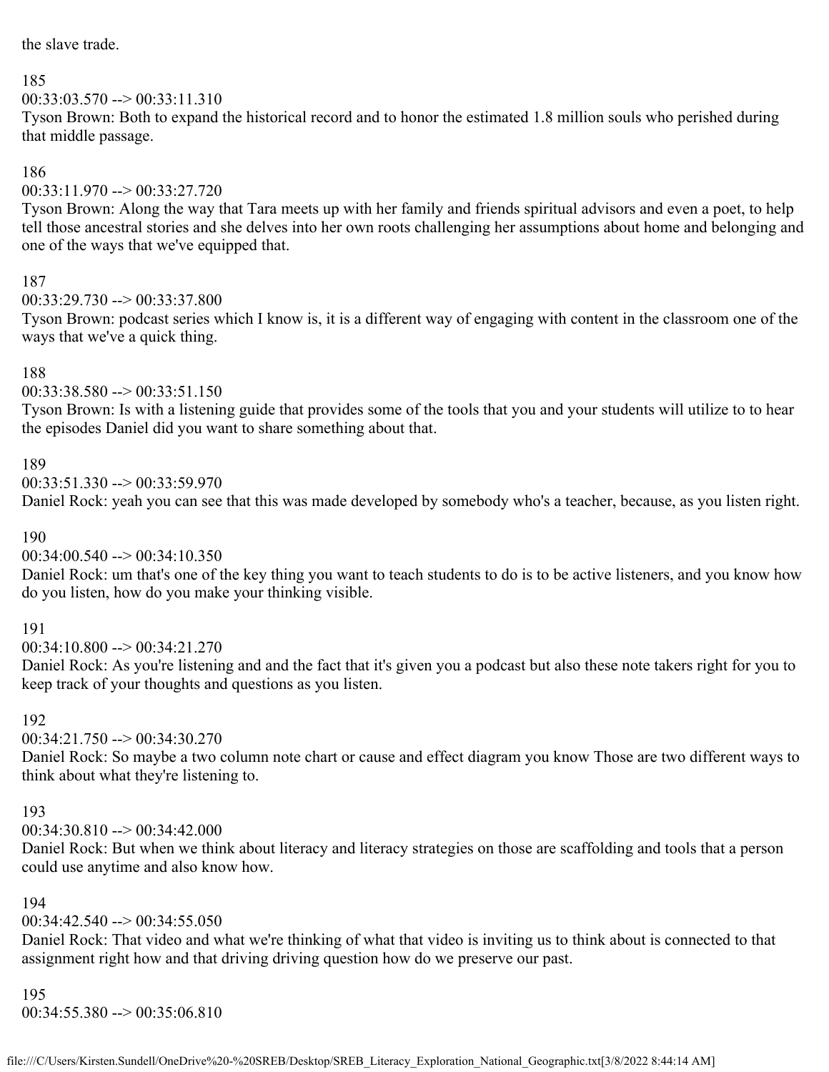the slave trade.

185
00:33:03.570 --> 00:33:11.310
Tyson Brown: Both to expand the historical record and to honor the estimated 1.8 million souls who perished during that middle passage.

186
00:33:11.970 --> 00:33:27.720
Tyson Brown: Along the way that Tara meets up with her family and friends spiritual advisors and even a poet, to help tell those ancestral stories and she delves into her own roots challenging her assumptions about home and belonging and one of the ways that we've equipped that.

187
00:33:29.730 --> 00:33:37.800
Tyson Brown: podcast series which I know is, it is a different way of engaging with content in the classroom one of the ways that we've a quick thing.

188
00:33:38.580 --> 00:33:51.150
Tyson Brown: Is with a listening guide that provides some of the tools that you and your students will utilize to to hear the episodes Daniel did you want to share something about that.

189
00:33:51.330 --> 00:33:59.970
Daniel Rock: yeah you can see that this was made developed by somebody who's a teacher, because, as you listen right.

190
00:34:00.540 --> 00:34:10.350
Daniel Rock: um that's one of the key thing you want to teach students to do is to be active listeners, and you know how do you listen, how do you make your thinking visible.

191
00:34:10.800 --> 00:34:21.270
Daniel Rock: As you're listening and and the fact that it's given you a podcast but also these note takers right for you to keep track of your thoughts and questions as you listen.

192
00:34:21.750 --> 00:34:30.270
Daniel Rock: So maybe a two column note chart or cause and effect diagram you know Those are two different ways to think about what they're listening to.

193
00:34:30.810 --> 00:34:42.000
Daniel Rock: But when we think about literacy and literacy strategies on those are scaffolding and tools that a person could use anytime and also know how.

194
00:34:42.540 --> 00:34:55.050
Daniel Rock: That video and what we're thinking of what that video is inviting us to think about is connected to that assignment right how and that driving driving question how do we preserve our past.

195
00:34:55.380 --> 00:35:06.810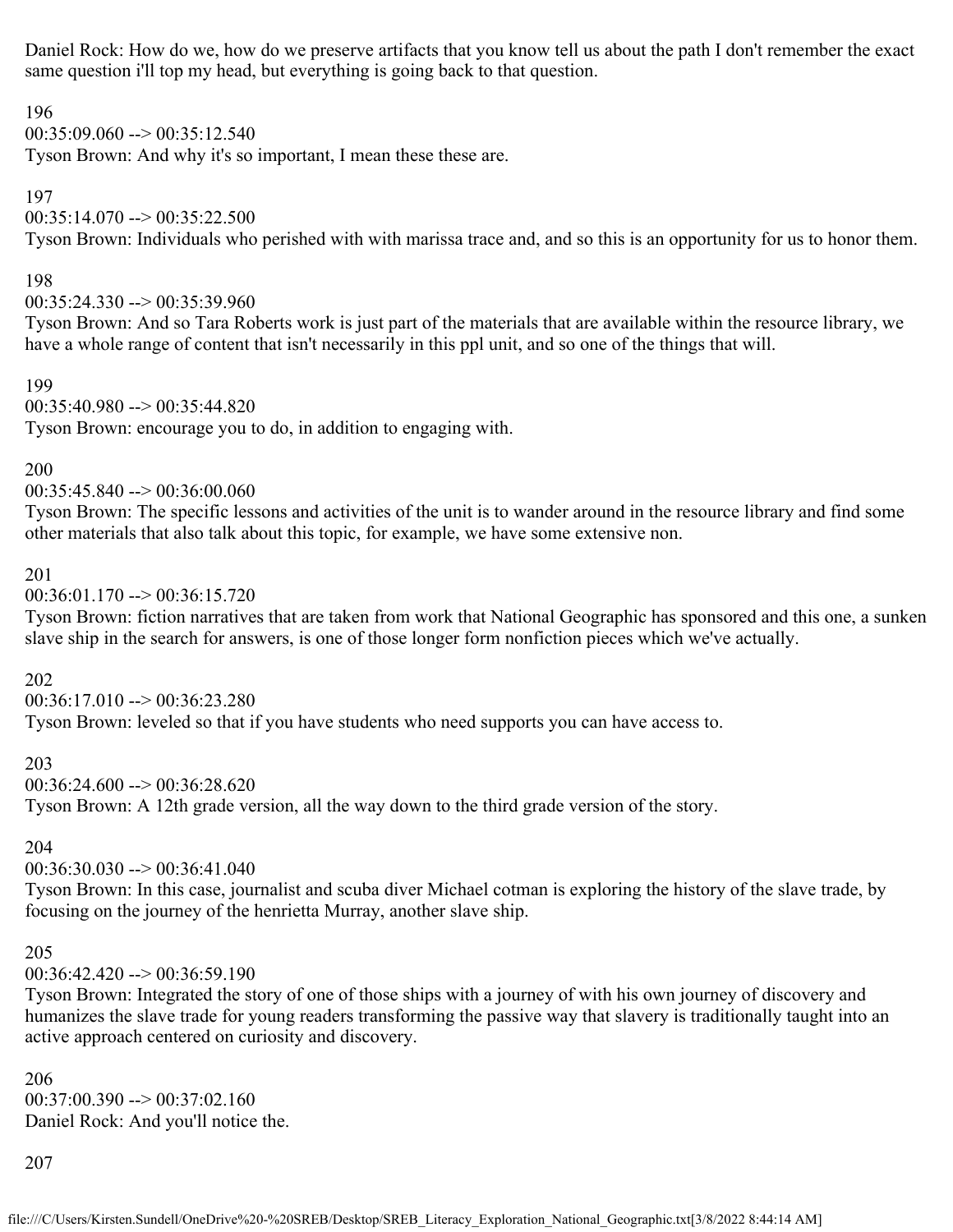Daniel Rock: How do we, how do we preserve artifacts that you know tell us about the path I don't remember the exact same question i'll top my head, but everything is going back to that question.

196
00:35:09.060 --> 00:35:12.540
Tyson Brown: And why it's so important, I mean these these are.

197
00:35:14.070 --> 00:35:22.500
Tyson Brown: Individuals who perished with with marissa trace and, and so this is an opportunity for us to honor them.

198
00:35:24.330 --> 00:35:39.960
Tyson Brown: And so Tara Roberts work is just part of the materials that are available within the resource library, we have a whole range of content that isn't necessarily in this ppl unit, and so one of the things that will.

199
00:35:40.980 --> 00:35:44.820
Tyson Brown: encourage you to do, in addition to engaging with.

200
00:35:45.840 --> 00:36:00.060
Tyson Brown: The specific lessons and activities of the unit is to wander around in the resource library and find some other materials that also talk about this topic, for example, we have some extensive non.

201
00:36:01.170 --> 00:36:15.720
Tyson Brown: fiction narratives that are taken from work that National Geographic has sponsored and this one, a sunken slave ship in the search for answers, is one of those longer form nonfiction pieces which we've actually.

202
00:36:17.010 --> 00:36:23.280
Tyson Brown: leveled so that if you have students who need supports you can have access to.

203
00:36:24.600 --> 00:36:28.620
Tyson Brown: A 12th grade version, all the way down to the third grade version of the story.

204
00:36:30.030 --> 00:36:41.040
Tyson Brown: In this case, journalist and scuba diver Michael cotman is exploring the history of the slave trade, by focusing on the journey of the henrietta Murray, another slave ship.

205
00:36:42.420 --> 00:36:59.190
Tyson Brown: Integrated the story of one of those ships with a journey of with his own journey of discovery and humanizes the slave trade for young readers transforming the passive way that slavery is traditionally taught into an active approach centered on curiosity and discovery.

206
00:37:00.390 --> 00:37:02.160
Daniel Rock: And you'll notice the.

207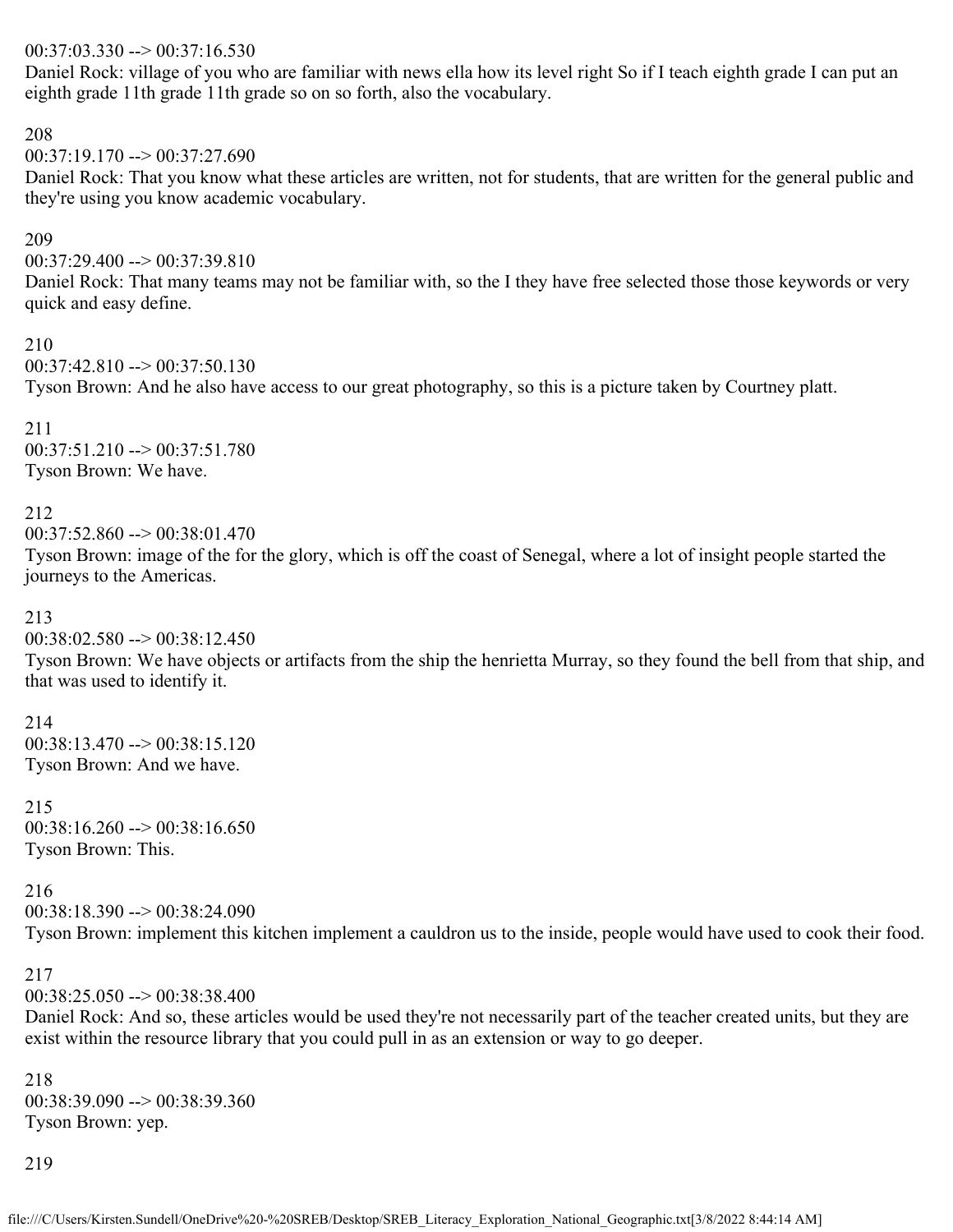00:37:03.330 --> 00:37:16.530
Daniel Rock: village of you who are familiar with news ella how its level right So if I teach eighth grade I can put an eighth grade 11th grade 11th grade so on so forth, also the vocabulary.

208
00:37:19.170 --> 00:37:27.690
Daniel Rock: That you know what these articles are written, not for students, that are written for the general public and they're using you know academic vocabulary.

209
00:37:29.400 --> 00:37:39.810
Daniel Rock: That many teams may not be familiar with, so the I they have free selected those those keywords or very quick and easy define.

210
00:37:42.810 --> 00:37:50.130
Tyson Brown: And he also have access to our great photography, so this is a picture taken by Courtney platt.

211
00:37:51.210 --> 00:37:51.780
Tyson Brown: We have.

212
00:37:52.860 --> 00:38:01.470
Tyson Brown: image of the for the glory, which is off the coast of Senegal, where a lot of insight people started the journeys to the Americas.

213
00:38:02.580 --> 00:38:12.450
Tyson Brown: We have objects or artifacts from the ship the henrietta Murray, so they found the bell from that ship, and that was used to identify it.

214
00:38:13.470 --> 00:38:15.120
Tyson Brown: And we have.

215
00:38:16.260 --> 00:38:16.650
Tyson Brown: This.

216
00:38:18.390 --> 00:38:24.090
Tyson Brown: implement this kitchen implement a cauldron us to the inside, people would have used to cook their food.

217
00:38:25.050 --> 00:38:38.400
Daniel Rock: And so, these articles would be used they're not necessarily part of the teacher created units, but they are exist within the resource library that you could pull in as an extension or way to go deeper.

218
00:38:39.090 --> 00:38:39.360
Tyson Brown: yep.

219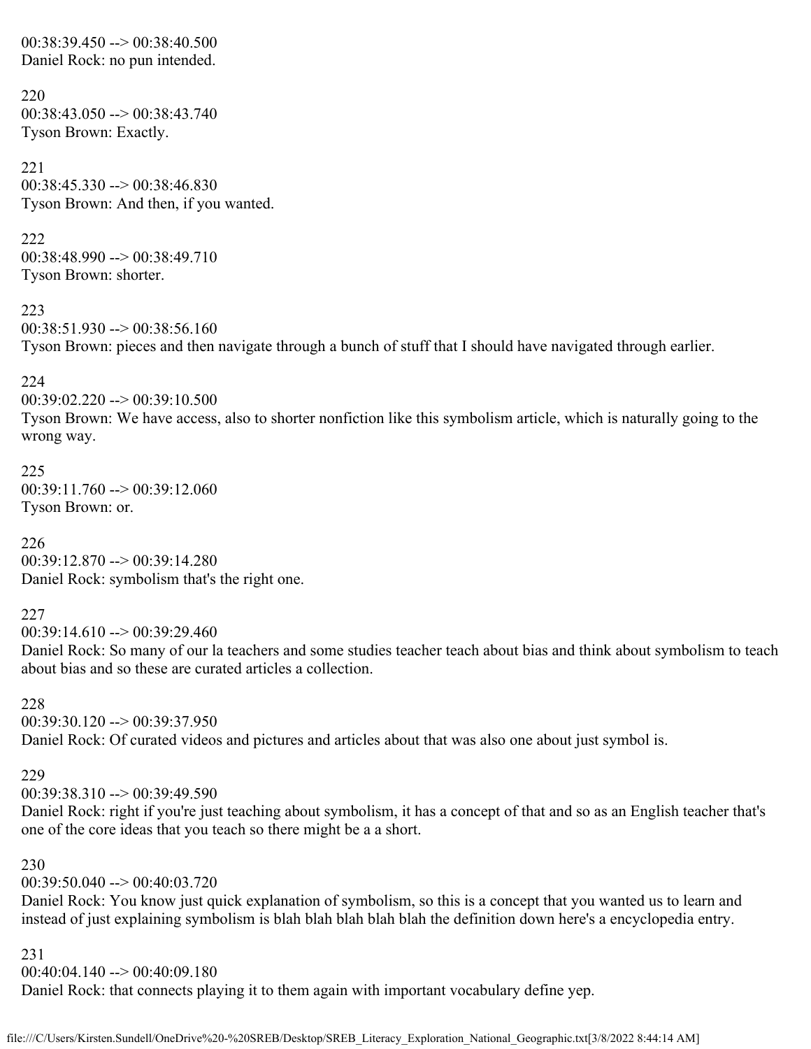00:38:39.450 --> 00:38:40.500
Daniel Rock: no pun intended.

220
00:38:43.050 --> 00:38:43.740
Tyson Brown: Exactly.

221
00:38:45.330 --> 00:38:46.830
Tyson Brown: And then, if you wanted.

222
00:38:48.990 --> 00:38:49.710
Tyson Brown: shorter.

223
00:38:51.930 --> 00:38:56.160
Tyson Brown: pieces and then navigate through a bunch of stuff that I should have navigated through earlier.

224
00:39:02.220 --> 00:39:10.500
Tyson Brown: We have access, also to shorter nonfiction like this symbolism article, which is naturally going to the wrong way.

225
00:39:11.760 --> 00:39:12.060
Tyson Brown: or.

226
00:39:12.870 --> 00:39:14.280
Daniel Rock: symbolism that's the right one.

227
00:39:14.610 --> 00:39:29.460
Daniel Rock: So many of our la teachers and some studies teacher teach about bias and think about symbolism to teach about bias and so these are curated articles a collection.

228
00:39:30.120 --> 00:39:37.950
Daniel Rock: Of curated videos and pictures and articles about that was also one about just symbol is.

229
00:39:38.310 --> 00:39:49.590
Daniel Rock: right if you're just teaching about symbolism, it has a concept of that and so as an English teacher that's one of the core ideas that you teach so there might be a a short.

230
00:39:50.040 --> 00:40:03.720
Daniel Rock: You know just quick explanation of symbolism, so this is a concept that you wanted us to learn and instead of just explaining symbolism is blah blah blah blah blah the definition down here's a encyclopedia entry.

231
00:40:04.140 --> 00:40:09.180
Daniel Rock: that connects playing it to them again with important vocabulary define yep.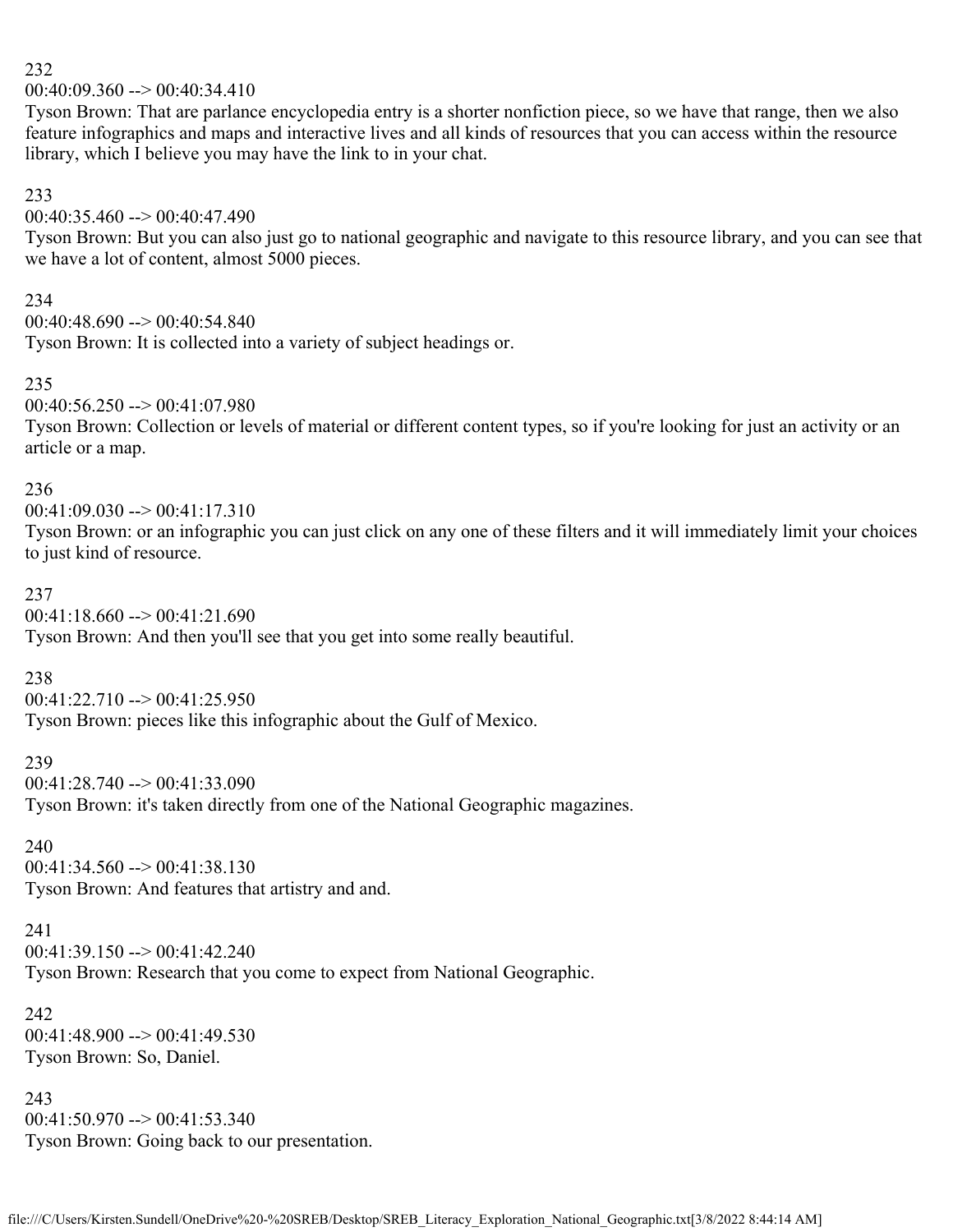232
00:40:09.360 --> 00:40:34.410
Tyson Brown: That are parlance encyclopedia entry is a shorter nonfiction piece, so we have that range, then we also feature infographics and maps and interactive lives and all kinds of resources that you can access within the resource library, which I believe you may have the link to in your chat.

233
00:40:35.460 --> 00:40:47.490
Tyson Brown: But you can also just go to national geographic and navigate to this resource library, and you can see that we have a lot of content, almost 5000 pieces.

234
00:40:48.690 --> 00:40:54.840
Tyson Brown: It is collected into a variety of subject headings or.

235
00:40:56.250 --> 00:41:07.980
Tyson Brown: Collection or levels of material or different content types, so if you're looking for just an activity or an article or a map.

236
00:41:09.030 --> 00:41:17.310
Tyson Brown: or an infographic you can just click on any one of these filters and it will immediately limit your choices to just kind of resource.

237
00:41:18.660 --> 00:41:21.690
Tyson Brown: And then you'll see that you get into some really beautiful.

238
00:41:22.710 --> 00:41:25.950
Tyson Brown: pieces like this infographic about the Gulf of Mexico.

239
00:41:28.740 --> 00:41:33.090
Tyson Brown: it's taken directly from one of the National Geographic magazines.

240
00:41:34.560 --> 00:41:38.130
Tyson Brown: And features that artistry and and.

241
00:41:39.150 --> 00:41:42.240
Tyson Brown: Research that you come to expect from National Geographic.

242
00:41:48.900 --> 00:41:49.530
Tyson Brown: So, Daniel.

243
00:41:50.970 --> 00:41:53.340
Tyson Brown: Going back to our presentation.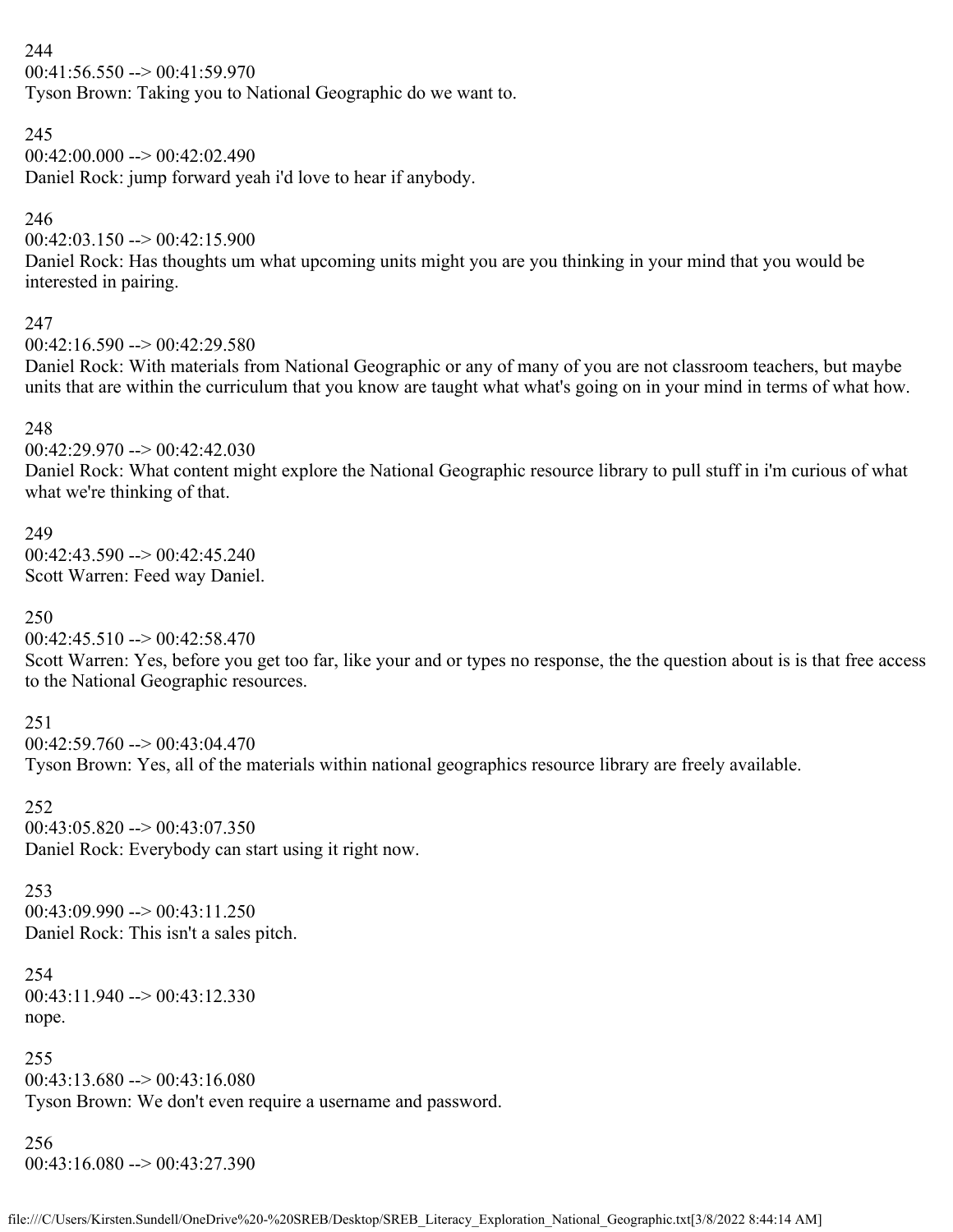244
00:41:56.550 --> 00:41:59.970
Tyson Brown: Taking you to National Geographic do we want to.

245
00:42:00.000 --> 00:42:02.490
Daniel Rock: jump forward yeah i'd love to hear if anybody.

246
00:42:03.150 --> 00:42:15.900
Daniel Rock: Has thoughts um what upcoming units might you are you thinking in your mind that you would be interested in pairing.

247
00:42:16.590 --> 00:42:29.580
Daniel Rock: With materials from National Geographic or any of many of you are not classroom teachers, but maybe units that are within the curriculum that you know are taught what what's going on in your mind in terms of what how.

248
00:42:29.970 --> 00:42:42.030
Daniel Rock: What content might explore the National Geographic resource library to pull stuff in i'm curious of what what we're thinking of that.

249
00:42:43.590 --> 00:42:45.240
Scott Warren: Feed way Daniel.

250
00:42:45.510 --> 00:42:58.470
Scott Warren: Yes, before you get too far, like your and or types no response, the the question about is is that free access to the National Geographic resources.

251
00:42:59.760 --> 00:43:04.470
Tyson Brown: Yes, all of the materials within national geographics resource library are freely available.

252
00:43:05.820 --> 00:43:07.350
Daniel Rock: Everybody can start using it right now.

253
00:43:09.990 --> 00:43:11.250
Daniel Rock: This isn't a sales pitch.

254
00:43:11.940 --> 00:43:12.330
nope.

255
00:43:13.680 --> 00:43:16.080
Tyson Brown: We don't even require a username and password.

256
00:43:16.080 --> 00:43:27.390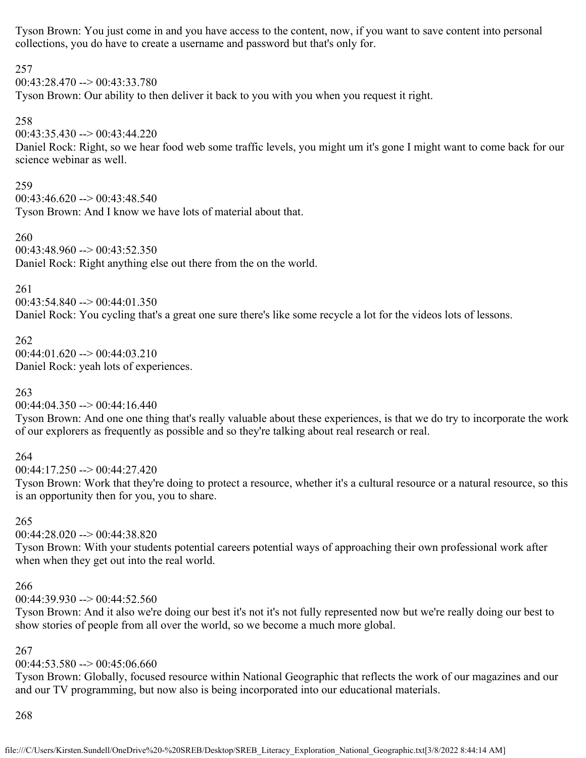Tyson Brown: You just come in and you have access to the content, now, if you want to save content into personal collections, you do have to create a username and password but that's only for.

257
00:43:28.470 --> 00:43:33.780
Tyson Brown: Our ability to then deliver it back to you with you when you request it right.

258
00:43:35.430 --> 00:43:44.220
Daniel Rock: Right, so we hear food web some traffic levels, you might um it's gone I might want to come back for our science webinar as well.

259
00:43:46.620 --> 00:43:48.540
Tyson Brown: And I know we have lots of material about that.

260
00:43:48.960 --> 00:43:52.350
Daniel Rock: Right anything else out there from the on the world.

261
00:43:54.840 --> 00:44:01.350
Daniel Rock: You cycling that's a great one sure there's like some recycle a lot for the videos lots of lessons.

262
00:44:01.620 --> 00:44:03.210
Daniel Rock: yeah lots of experiences.

263
00:44:04.350 --> 00:44:16.440
Tyson Brown: And one one thing that's really valuable about these experiences, is that we do try to incorporate the work of our explorers as frequently as possible and so they're talking about real research or real.

264
00:44:17.250 --> 00:44:27.420
Tyson Brown: Work that they're doing to protect a resource, whether it's a cultural resource or a natural resource, so this is an opportunity then for you, you to share.

265
00:44:28.020 --> 00:44:38.820
Tyson Brown: With your students potential careers potential ways of approaching their own professional work after when when they get out into the real world.

266
00:44:39.930 --> 00:44:52.560
Tyson Brown: And it also we're doing our best it's not it's not fully represented now but we're really doing our best to show stories of people from all over the world, so we become a much more global.

267
00:44:53.580 --> 00:45:06.660
Tyson Brown: Globally, focused resource within National Geographic that reflects the work of our magazines and our and our TV programming, but now also is being incorporated into our educational materials.

268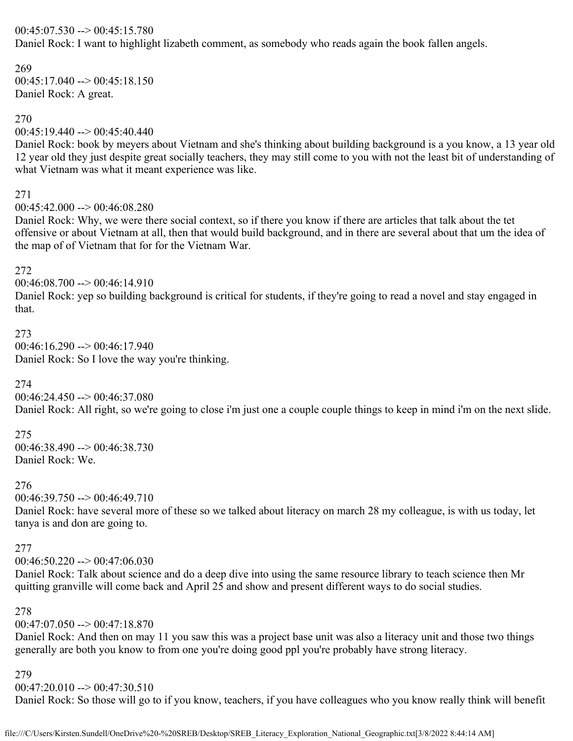00:45:07.530 --> 00:45:15.780
Daniel Rock: I want to highlight lizabeth comment, as somebody who reads again the book fallen angels.

269
00:45:17.040 --> 00:45:18.150
Daniel Rock: A great.

270
00:45:19.440 --> 00:45:40.440
Daniel Rock: book by meyers about Vietnam and she's thinking about building background is a you know, a 13 year old 12 year old they just despite great socially teachers, they may still come to you with not the least bit of understanding of what Vietnam was what it meant experience was like.

271
00:45:42.000 --> 00:46:08.280
Daniel Rock: Why, we were there social context, so if there you know if there are articles that talk about the tet offensive or about Vietnam at all, then that would build background, and in there are several about that um the idea of the map of of Vietnam that for for the Vietnam War.

272
00:46:08.700 --> 00:46:14.910
Daniel Rock: yep so building background is critical for students, if they're going to read a novel and stay engaged in that.

273
00:46:16.290 --> 00:46:17.940
Daniel Rock: So I love the way you're thinking.

274
00:46:24.450 --> 00:46:37.080
Daniel Rock: All right, so we're going to close i'm just one a couple couple things to keep in mind i'm on the next slide.

275
00:46:38.490 --> 00:46:38.730
Daniel Rock: We.

276
00:46:39.750 --> 00:46:49.710
Daniel Rock: have several more of these so we talked about literacy on march 28 my colleague, is with us today, let tanya is and don are going to.

277
00:46:50.220 --> 00:47:06.030
Daniel Rock: Talk about science and do a deep dive into using the same resource library to teach science then Mr quitting granville will come back and April 25 and show and present different ways to do social studies.

278
00:47:07.050 --> 00:47:18.870
Daniel Rock: And then on may 11 you saw this was a project base unit was also a literacy unit and those two things generally are both you know to from one you're doing good ppl you're probably have strong literacy.

279
00:47:20.010 --> 00:47:30.510
Daniel Rock: So those will go to if you know, teachers, if you have colleagues who you know really think will benefit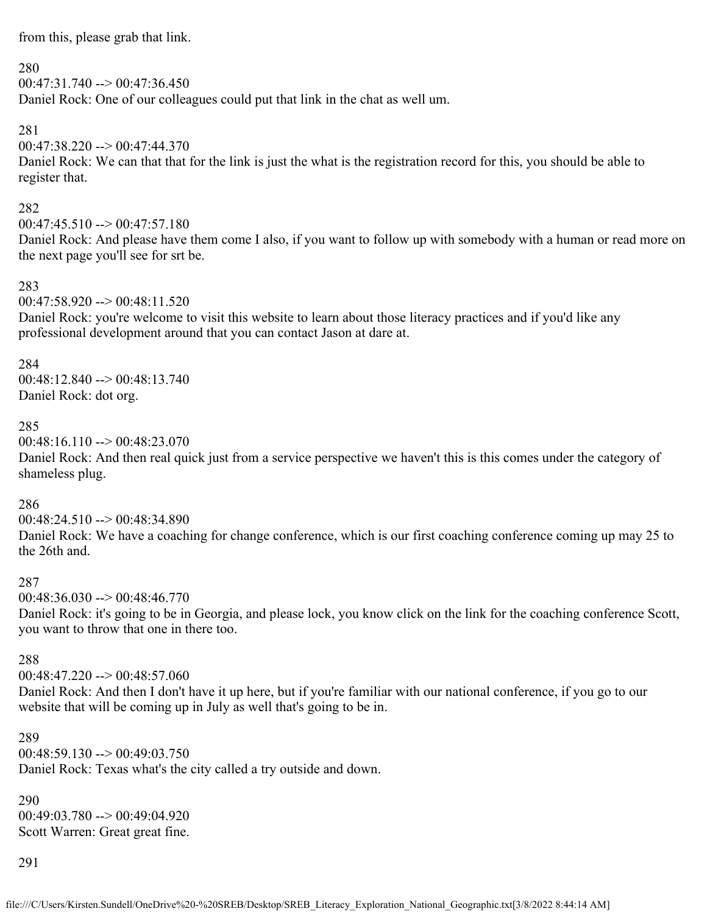from this, please grab that link.

280
00:47:31.740 --> 00:47:36.450
Daniel Rock: One of our colleagues could put that link in the chat as well um.

281
00:47:38.220 --> 00:47:44.370
Daniel Rock: We can that that for the link is just the what is the registration record for this, you should be able to register that.

282
00:47:45.510 --> 00:47:57.180
Daniel Rock: And please have them come I also, if you want to follow up with somebody with a human or read more on the next page you'll see for srt be.

283
00:47:58.920 --> 00:48:11.520
Daniel Rock: you're welcome to visit this website to learn about those literacy practices and if you'd like any professional development around that you can contact Jason at dare at.

284
00:48:12.840 --> 00:48:13.740
Daniel Rock: dot org.

285
00:48:16.110 --> 00:48:23.070
Daniel Rock: And then real quick just from a service perspective we haven't this is this comes under the category of shameless plug.

286
00:48:24.510 --> 00:48:34.890
Daniel Rock: We have a coaching for change conference, which is our first coaching conference coming up may 25 to the 26th and.

287
00:48:36.030 --> 00:48:46.770
Daniel Rock: it's going to be in Georgia, and please lock, you know click on the link for the coaching conference Scott, you want to throw that one in there too.

288
00:48:47.220 --> 00:48:57.060
Daniel Rock: And then I don't have it up here, but if you're familiar with our national conference, if you go to our website that will be coming up in July as well that's going to be in.

289
00:48:59.130 --> 00:49:03.750
Daniel Rock: Texas what's the city called a try outside and down.

290
00:49:03.780 --> 00:49:04.920
Scott Warren: Great great fine.

291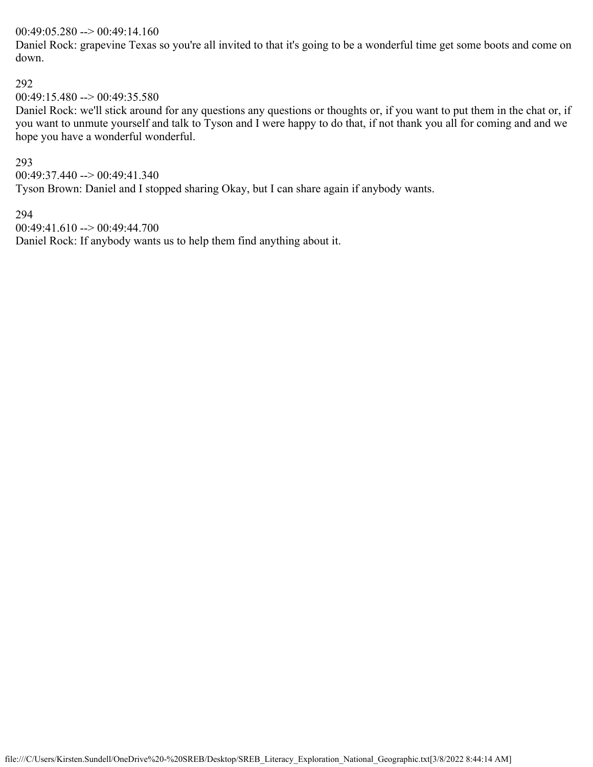00:49:05.280 --> 00:49:14.160
Daniel Rock: grapevine Texas so you're all invited to that it's going to be a wonderful time get some boots and come on down.

292
00:49:15.480 --> 00:49:35.580
Daniel Rock: we'll stick around for any questions any questions or thoughts or, if you want to put them in the chat or, if you want to unmute yourself and talk to Tyson and I were happy to do that, if not thank you all for coming and and we hope you have a wonderful wonderful.

293
00:49:37.440 --> 00:49:41.340
Tyson Brown: Daniel and I stopped sharing Okay, but I can share again if anybody wants.

294
00:49:41.610 --> 00:49:44.700
Daniel Rock: If anybody wants us to help them find anything about it.